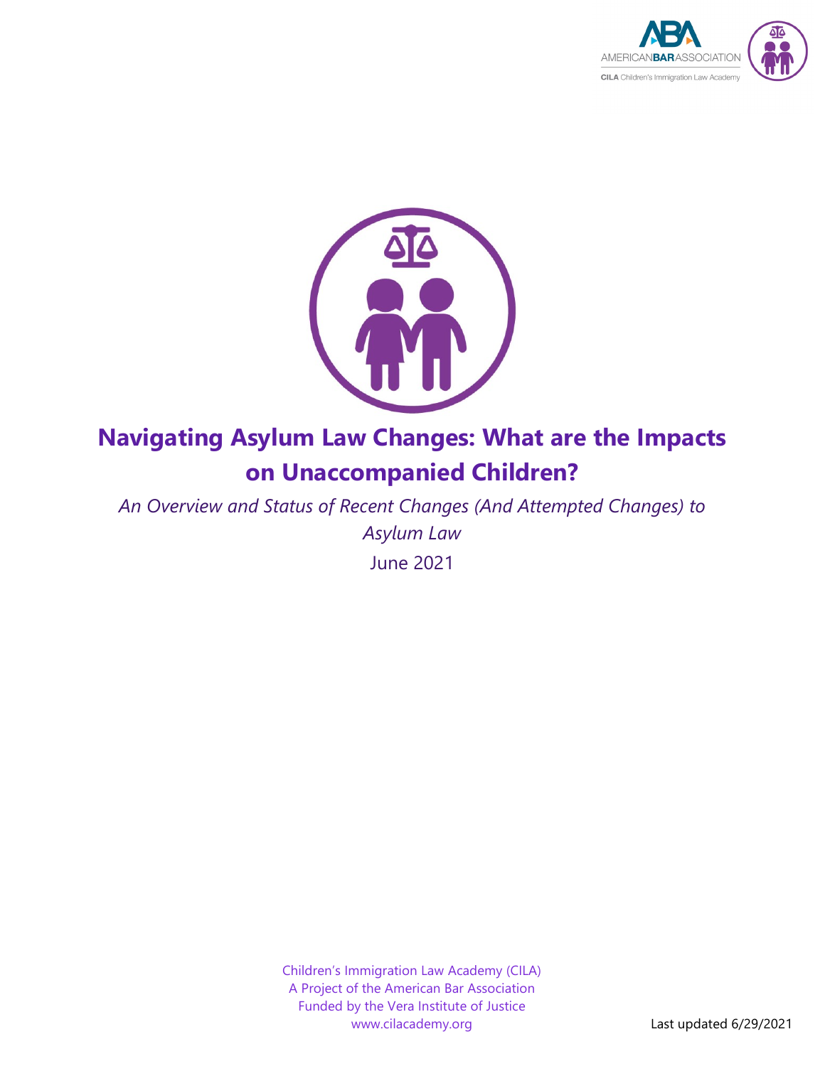# Navigating Asylum Law Changes: What are the Impacts on Unaccompanied Children?

*An Overview and Status of Recent Changes (And Attempted Changes) to Asylum Law*

June 2021

Children's Immigration Law Academy (CILA)
A Project of the American Bar Association
Funded by the Vera Institute of Justice
www.cilacademy.org

Last updated 6/29/2021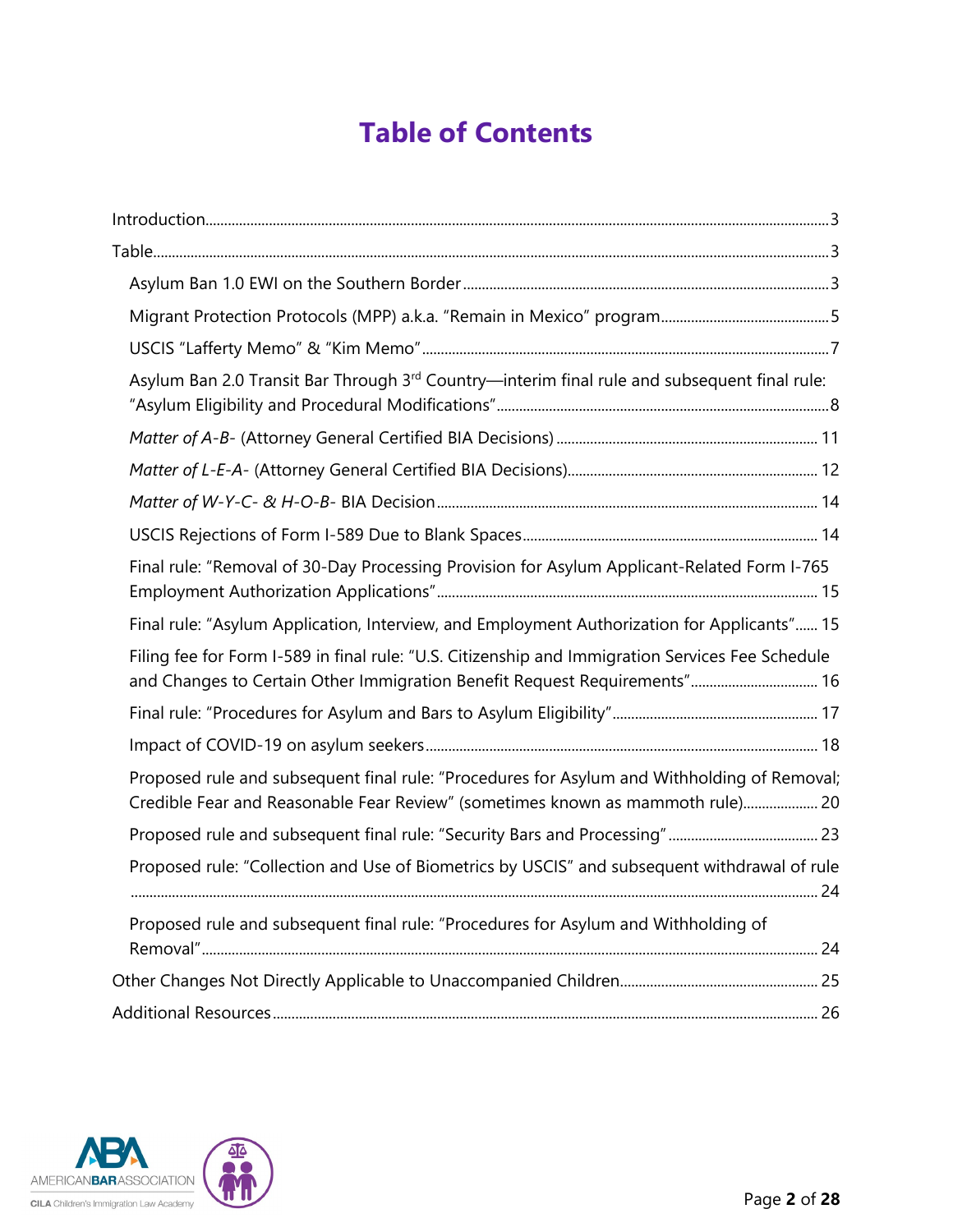# Table of Contents

- Introduction ..... 3
- Table ..... 3
  - Asylum Ban 1.0 EWI on the Southern Border ..... 3
  - Migrant Protection Protocols (MPP) a.k.a. "Remain in Mexico" program ..... 5
  - USCIS "Lafferty Memo" & "Kim Memo" ..... 7
  - Asylum Ban 2.0 Transit Bar Through 3rd Country—interim final rule and subsequent final rule: "Asylum Eligibility and Procedural Modifications" ..... 8
  - *Matter of A-B-* (Attorney General Certified BIA Decisions) ..... 11
  - *Matter of L-E-A-* (Attorney General Certified BIA Decisions) ..... 12
  - *Matter of W-Y-C- & H-O-B-* BIA Decision ..... 14
  - USCIS Rejections of Form I-589 Due to Blank Spaces ..... 14
  - Final rule: "Removal of 30-Day Processing Provision for Asylum Applicant-Related Form I-765 Employment Authorization Applications" ..... 15
  - Final rule: "Asylum Application, Interview, and Employment Authorization for Applicants" ..... 15
  - Filing fee for Form I-589 in final rule: "U.S. Citizenship and Immigration Services Fee Schedule and Changes to Certain Other Immigration Benefit Request Requirements" ..... 16
  - Final rule: "Procedures for Asylum and Bars to Asylum Eligibility" ..... 17
  - Impact of COVID-19 on asylum seekers ..... 18
  - Proposed rule and subsequent final rule: "Procedures for Asylum and Withholding of Removal; Credible Fear and Reasonable Fear Review" (sometimes known as mammoth rule) ..... 20
  - Proposed rule and subsequent final rule: "Security Bars and Processing" ..... 23
  - Proposed rule: "Collection and Use of Biometrics by USCIS" and subsequent withdrawal of rule ..... 24
  - Proposed rule and subsequent final rule: "Procedures for Asylum and Withholding of Removal" ..... 24
- Other Changes Not Directly Applicable to Unaccompanied Children ..... 25
- Additional Resources ..... 26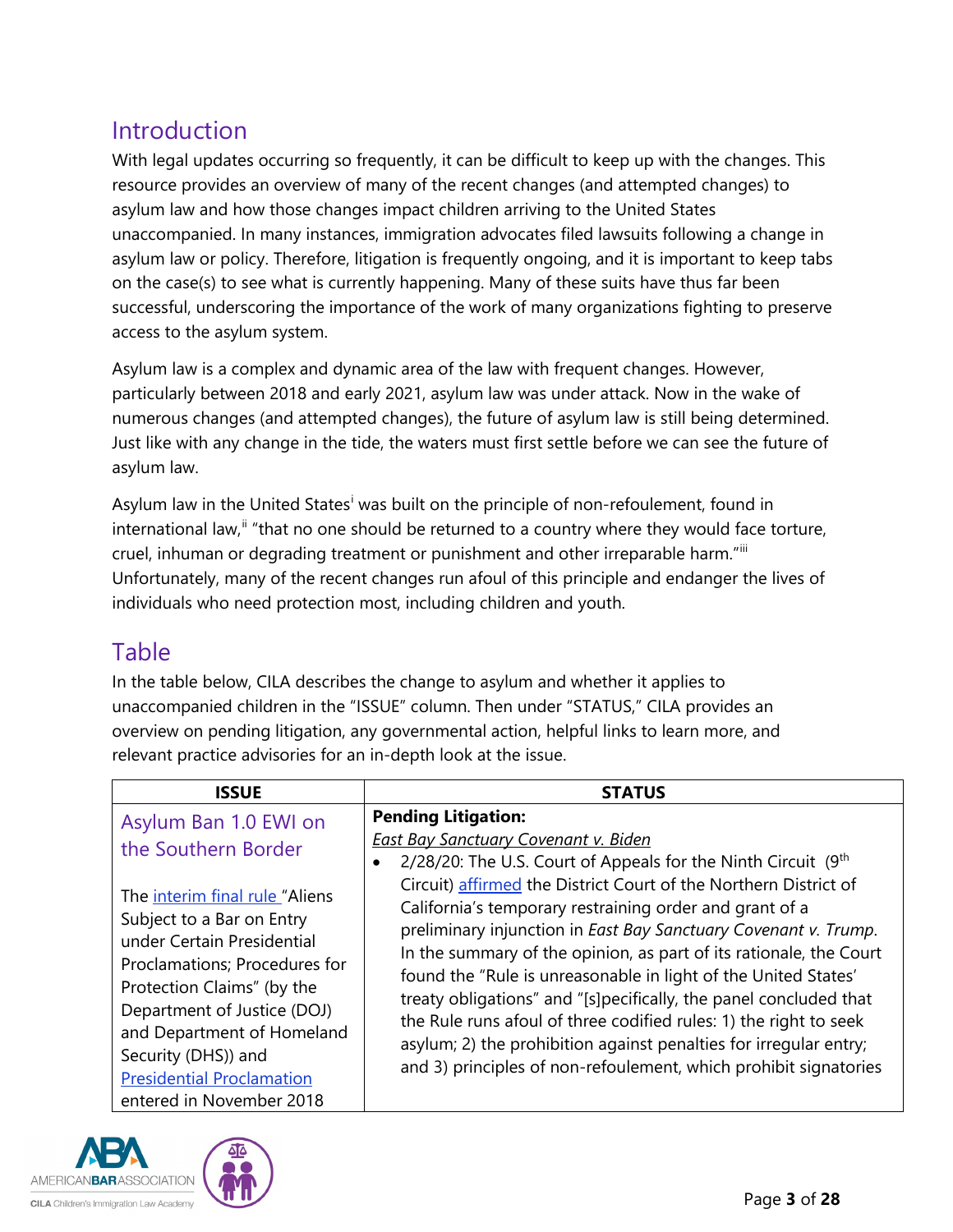## Introduction

With legal updates occurring so frequently, it can be difficult to keep up with the changes. This resource provides an overview of many of the recent changes (and attempted changes) to asylum law and how those changes impact children arriving to the United States unaccompanied. In many instances, immigration advocates filed lawsuits following a change in asylum law or policy. Therefore, litigation is frequently ongoing, and it is important to keep tabs on the case(s) to see what is currently happening. Many of these suits have thus far been successful, underscoring the importance of the work of many organizations fighting to preserve access to the asylum system.

Asylum law is a complex and dynamic area of the law with frequent changes. However, particularly between 2018 and early 2021, asylum law was under attack. Now in the wake of numerous changes (and attempted changes), the future of asylum law is still being determined. Just like with any change in the tide, the waters must first settle before we can see the future of asylum law.

Asylum law in the United States[i] was built on the principle of non-refoulement, found in international law,[ii] "that no one should be returned to a country where they would face torture, cruel, inhuman or degrading treatment or punishment and other irreparable harm."[iii] Unfortunately, many of the recent changes run afoul of this principle and endanger the lives of individuals who need protection most, including children and youth.

## Table

In the table below, CILA describes the change to asylum and whether it applies to unaccompanied children in the "ISSUE" column. Then under "STATUS," CILA provides an overview on pending litigation, any governmental action, helpful links to learn more, and relevant practice advisories for an in-depth look at the issue.

| ISSUE | STATUS |
|---|---|
| **Asylum Ban 1.0 EWI on the Southern Border**<br><br>The interim final rule "Aliens Subject to a Bar on Entry under Certain Presidential Proclamations; Procedures for Protection Claims" (by the Department of Justice (DOJ) and Department of Homeland Security (DHS)) and Presidential Proclamation entered in November 2018 | **Pending Litigation:**<br>*East Bay Sanctuary Covenant v. Biden*<br>• 2/28/20: The U.S. Court of Appeals for the Ninth Circuit (9th Circuit) affirmed the District Court of the Northern District of California's temporary restraining order and grant of a preliminary injunction in *East Bay Sanctuary Covenant v. Trump*. In the summary of the opinion, as part of its rationale, the Court found the "Rule is unreasonable in light of the United States' treaty obligations" and "[s]pecifically, the panel concluded that the Rule runs afoul of three codified rules: 1) the right to seek asylum; 2) the prohibition against penalties for irregular entry; and 3) principles of non-refoulement, which prohibit signatories |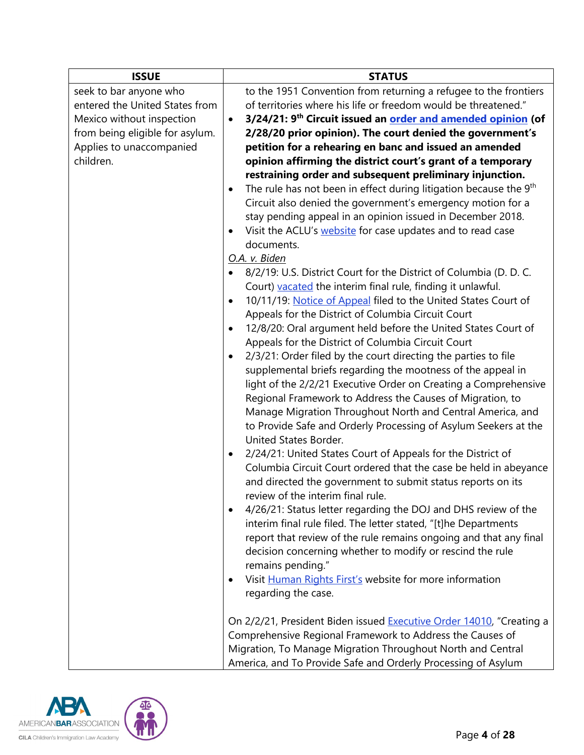| ISSUE | STATUS |
|---|---|
| seek to bar anyone who entered the United States from Mexico without inspection from being eligible for asylum. Applies to unaccompanied children. | to the 1951 Convention from returning a refugee to the frontiers of territories where his life or freedom would be threatened."<br>• **3/24/21: 9th Circuit issued an order and amended opinion (of 2/28/20 prior opinion). The court denied the government's petition for a rehearing en banc and issued an amended opinion affirming the district court's grant of a temporary restraining order and subsequent preliminary injunction.**<br>• The rule has not been in effect during litigation because the 9th Circuit also denied the government's emergency motion for a stay pending appeal in an opinion issued in December 2018.<br>• Visit the ACLU's website for case updates and to read case documents.<br><u>*O.A. v. Biden*</u><br>• 8/2/19: U.S. District Court for the District of Columbia (D. D. C. Court) vacated the interim final rule, finding it unlawful.<br>• 10/11/19: Notice of Appeal filed to the United States Court of Appeals for the District of Columbia Circuit Court<br>• 12/8/20: Oral argument held before the United States Court of Appeals for the District of Columbia Circuit Court<br>• 2/3/21: Order filed by the court directing the parties to file supplemental briefs regarding the mootness of the appeal in light of the 2/2/21 Executive Order on Creating a Comprehensive Regional Framework to Address the Causes of Migration, to Manage Migration Throughout North and Central America, and to Provide Safe and Orderly Processing of Asylum Seekers at the United States Border.<br>• 2/24/21: United States Court of Appeals for the District of Columbia Circuit Court ordered that the case be held in abeyance and directed the government to submit status reports on its review of the interim final rule.<br>• 4/26/21: Status letter regarding the DOJ and DHS review of the interim final rule filed. The letter stated, "[t]he Departments report that review of the rule remains ongoing and that any final decision concerning whether to modify or rescind the rule remains pending."<br>• Visit Human Rights First's website for more information regarding the case.<br><br>On 2/2/21, President Biden issued Executive Order 14010, "Creating a Comprehensive Regional Framework to Address the Causes of Migration, To Manage Migration Throughout North and Central America, and To Provide Safe and Orderly Processing of Asylum |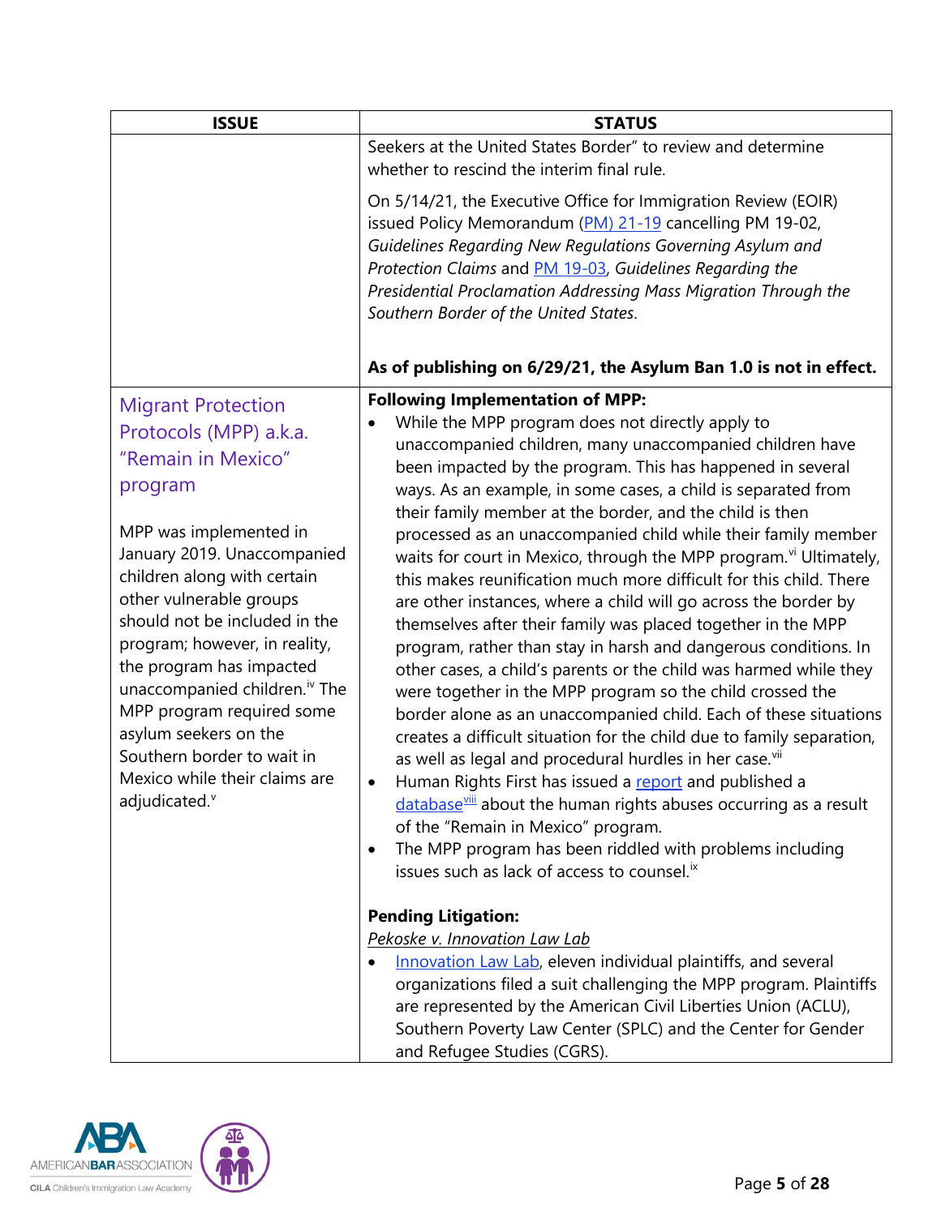| ISSUE | STATUS |
|---|---|
| | Seekers at the United States Border" to review and determine whether to rescind the interim final rule.<br><br>On 5/14/21, the Executive Office for Immigration Review (EOIR) issued Policy Memorandum (PM) 21-19 cancelling PM 19-02, *Guidelines Regarding New Regulations Governing Asylum and Protection Claims* and PM 19-03, *Guidelines Regarding the Presidential Proclamation Addressing Mass Migration Through the Southern Border of the United States*.<br><br>**As of publishing on 6/29/21, the Asylum Ban 1.0 is not in effect.** |
| Migrant Protection Protocols (MPP) a.k.a. "Remain in Mexico" program<br><br>MPP was implemented in January 2019. Unaccompanied children along with certain other vulnerable groups should not be included in the program; however, in reality, the program has impacted unaccompanied children.[iv] The MPP program required some asylum seekers on the Southern border to wait in Mexico while their claims are adjudicated.[v] | **Following Implementation of MPP:**<br>• While the MPP program does not directly apply to unaccompanied children, many unaccompanied children have been impacted by the program. This has happened in several ways. As an example, in some cases, a child is separated from their family member at the border, and the child is then processed as an unaccompanied child while their family member waits for court in Mexico, through the MPP program.[vi] Ultimately, this makes reunification much more difficult for this child. There are other instances, where a child will go across the border by themselves after their family was placed together in the MPP program, rather than stay in harsh and dangerous conditions. In other cases, a child's parents or the child was harmed while they were together in the MPP program so the child crossed the border alone as an unaccompanied child. Each of these situations creates a difficult situation for the child due to family separation, as well as legal and procedural hurdles in her case.[vii]<br>• Human Rights First has issued a report and published a database[viii] about the human rights abuses occurring as a result of the "Remain in Mexico" program.<br>• The MPP program has been riddled with problems including issues such as lack of access to counsel.[ix]<br><br>**Pending Litigation:**<br>*Pekoske v. Innovation Law Lab*<br>• Innovation Law Lab, eleven individual plaintiffs, and several organizations filed a suit challenging the MPP program. Plaintiffs are represented by the American Civil Liberties Union (ACLU), Southern Poverty Law Center (SPLC) and the Center for Gender and Refugee Studies (CGRS). |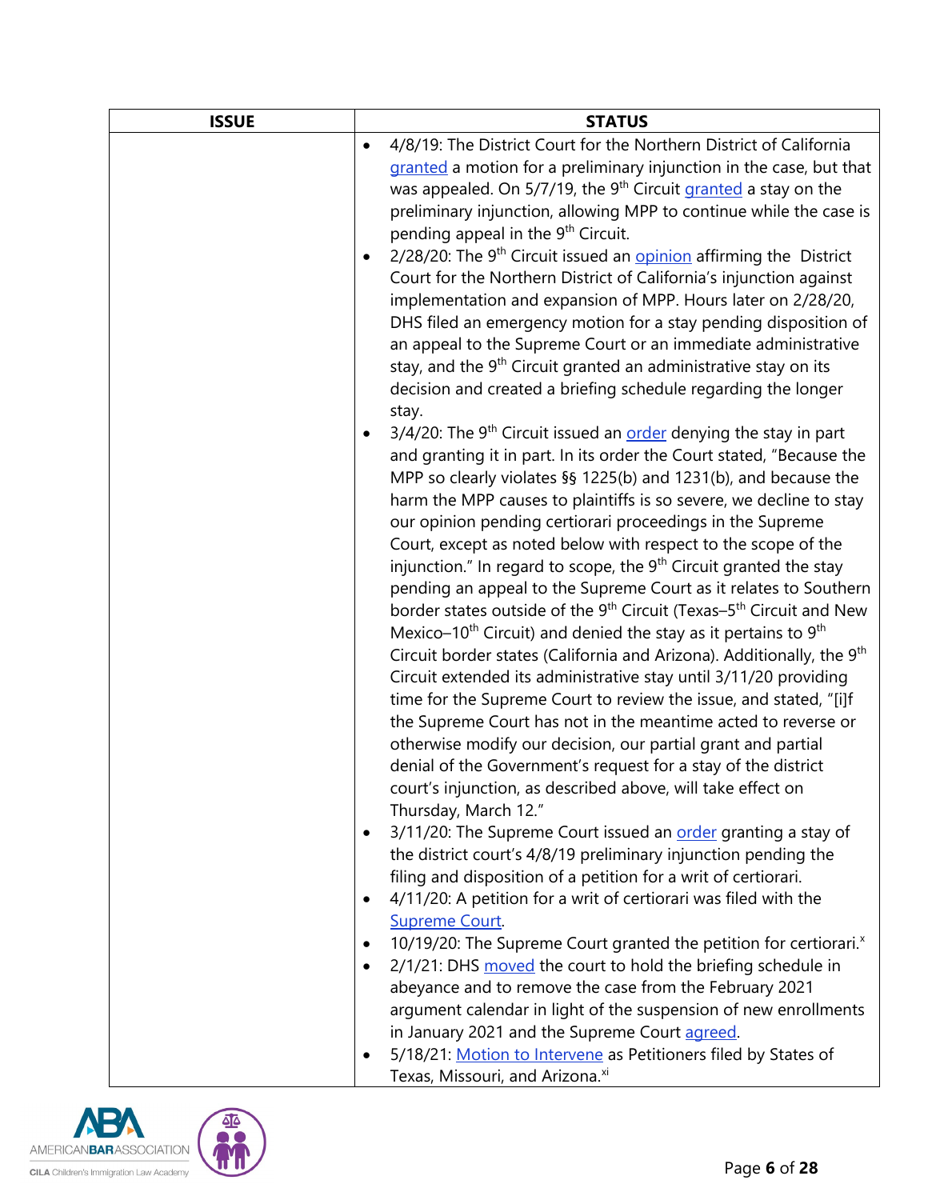| ISSUE | STATUS |
| --- | --- |
| | • 4/8/19: The District Court for the Northern District of California granted a motion for a preliminary injunction in the case, but that was appealed. On 5/7/19, the 9th Circuit granted a stay on the preliminary injunction, allowing MPP to continue while the case is pending appeal in the 9th Circuit.<br>• 2/28/20: The 9th Circuit issued an opinion affirming the District Court for the Northern District of California's injunction against implementation and expansion of MPP. Hours later on 2/28/20, DHS filed an emergency motion for a stay pending disposition of an appeal to the Supreme Court or an immediate administrative stay, and the 9th Circuit granted an administrative stay on its decision and created a briefing schedule regarding the longer stay.<br>• 3/4/20: The 9th Circuit issued an order denying the stay in part and granting it in part. In its order the Court stated, "Because the MPP so clearly violates §§ 1225(b) and 1231(b), and because the harm the MPP causes to plaintiffs is so severe, we decline to stay our opinion pending certiorari proceedings in the Supreme Court, except as noted below with respect to the scope of the injunction." In regard to scope, the 9th Circuit granted the stay pending an appeal to the Supreme Court as it relates to Southern border states outside of the 9th Circuit (Texas–5th Circuit and New Mexico–10th Circuit) and denied the stay as it pertains to 9th Circuit border states (California and Arizona). Additionally, the 9th Circuit extended its administrative stay until 3/11/20 providing time for the Supreme Court to review the issue, and stated, "[i]f the Supreme Court has not in the meantime acted to reverse or otherwise modify our decision, our partial grant and partial denial of the Government's request for a stay of the district court's injunction, as described above, will take effect on Thursday, March 12."<br>• 3/11/20: The Supreme Court issued an order granting a stay of the district court's 4/8/19 preliminary injunction pending the filing and disposition of a petition for a writ of certiorari.<br>• 4/11/20: A petition for a writ of certiorari was filed with the Supreme Court.<br>• 10/19/20: The Supreme Court granted the petition for certiorari.[x]<br>• 2/1/21: DHS moved the court to hold the briefing schedule in abeyance and to remove the case from the February 2021 argument calendar in light of the suspension of new enrollments in January 2021 and the Supreme Court agreed.<br>• 5/18/21: Motion to Intervene as Petitioners filed by States of Texas, Missouri, and Arizona.[xi] |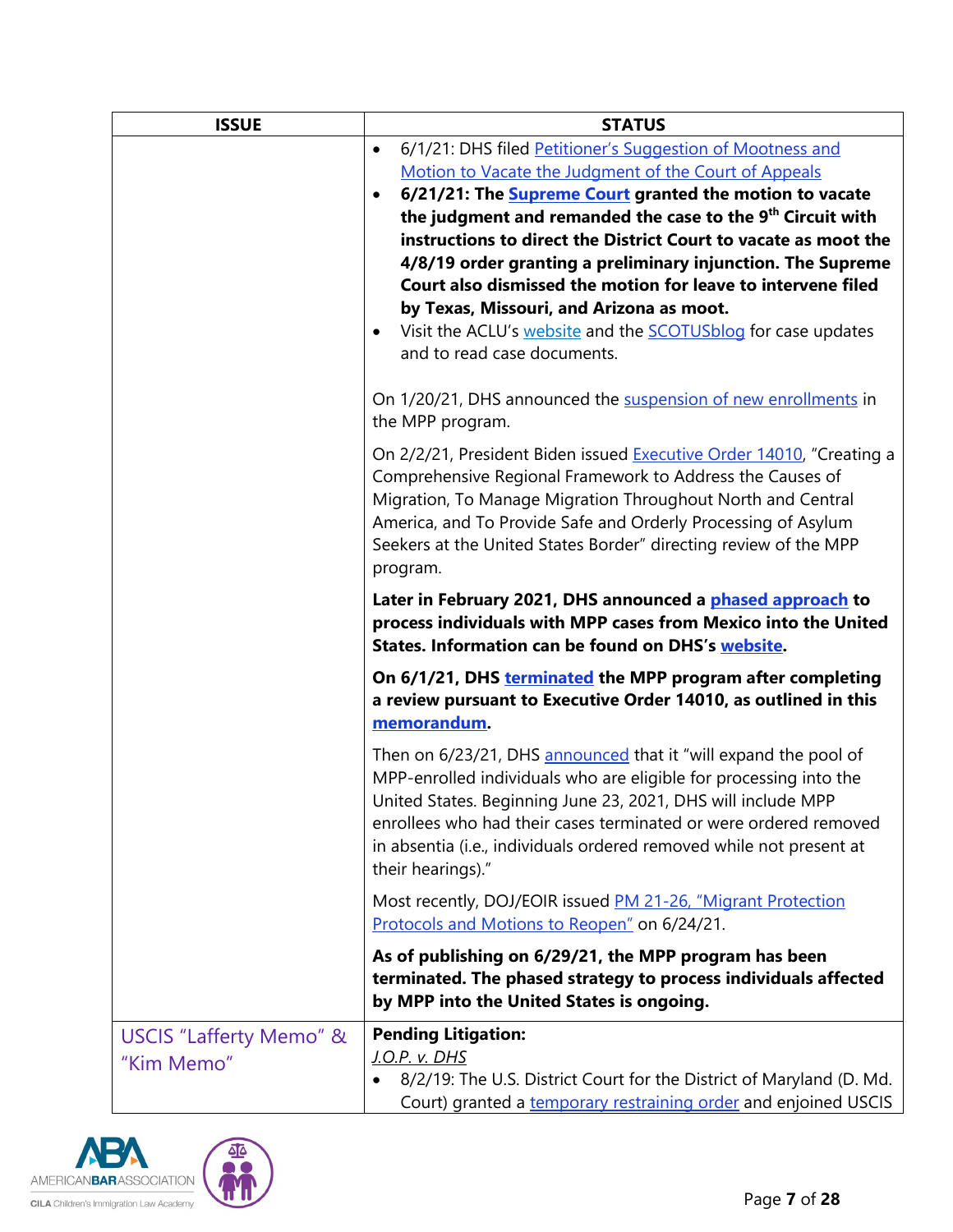| ISSUE | STATUS |
| --- | --- |
| | • 6/1/21: DHS filed Petitioner's Suggestion of Mootness and Motion to Vacate the Judgment of the Court of Appeals<br>• **6/21/21: The Supreme Court granted the motion to vacate the judgment and remanded the case to the 9th Circuit with instructions to direct the District Court to vacate as moot the 4/8/19 order granting a preliminary injunction. The Supreme Court also dismissed the motion for leave to intervene filed by Texas, Missouri, and Arizona as moot.**<br>• Visit the ACLU's website and the SCOTUSblog for case updates and to read case documents.<br><br>On 1/20/21, DHS announced the suspension of new enrollments in the MPP program.<br><br>On 2/2/21, President Biden issued Executive Order 14010, "Creating a Comprehensive Regional Framework to Address the Causes of Migration, To Manage Migration Throughout North and Central America, and To Provide Safe and Orderly Processing of Asylum Seekers at the United States Border" directing review of the MPP program.<br><br>**Later in February 2021, DHS announced a phased approach to process individuals with MPP cases from Mexico into the United States. Information can be found on DHS's website.**<br><br>**On 6/1/21, DHS terminated the MPP program after completing a review pursuant to Executive Order 14010, as outlined in this memorandum.**<br><br>Then on 6/23/21, DHS announced that it "will expand the pool of MPP-enrolled individuals who are eligible for processing into the United States. Beginning June 23, 2021, DHS will include MPP enrollees who had their cases terminated or were ordered removed in absentia (i.e., individuals ordered removed while not present at their hearings)."<br><br>Most recently, DOJ/EOIR issued PM 21-26, "Migrant Protection Protocols and Motions to Reopen" on 6/24/21.<br><br>**As of publishing on 6/29/21, the MPP program has been terminated. The phased strategy to process individuals affected by MPP into the United States is ongoing.** |
| USCIS "Lafferty Memo" & "Kim Memo" | **Pending Litigation:**<br>*J.O.P. v. DHS*<br>• 8/2/19: The U.S. District Court for the District of Maryland (D. Md. Court) granted a temporary restraining order and enjoined USCIS |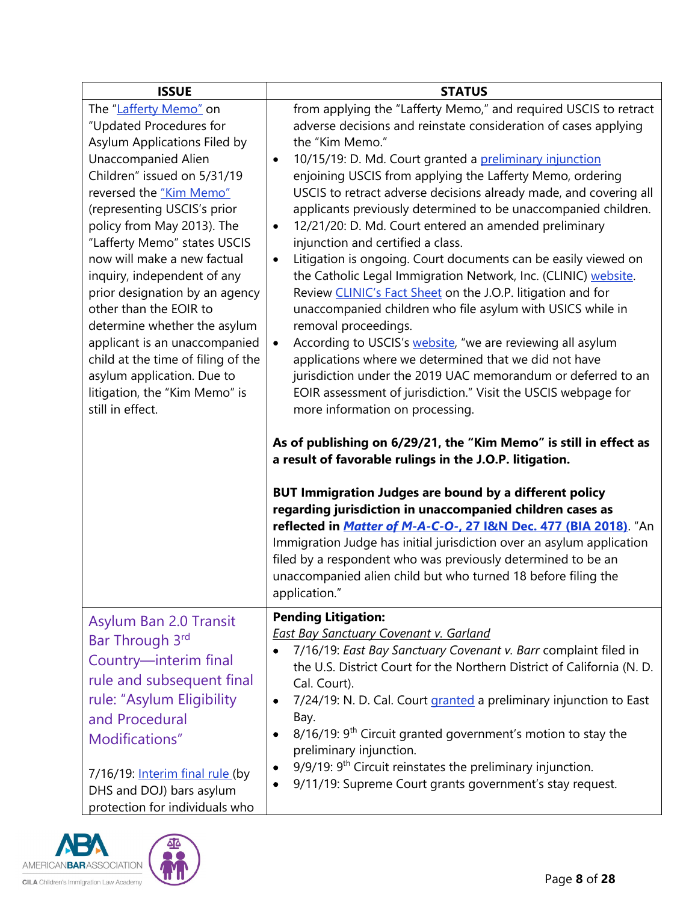| ISSUE | STATUS |
| --- | --- |
| The "Lafferty Memo" on "Updated Procedures for Asylum Applications Filed by Unaccompanied Alien Children" issued on 5/31/19 reversed the "Kim Memo" (representing USCIS's prior policy from May 2013). The "Lafferty Memo" states USCIS now will make a new factual inquiry, independent of any prior designation by an agency other than the EOIR to determine whether the asylum applicant is an unaccompanied child at the time of filing of the asylum application. Due to litigation, the "Kim Memo" is still in effect. | from applying the "Lafferty Memo," and required USCIS to retract adverse decisions and reinstate consideration of cases applying the "Kim Memo." <br> • 10/15/19: D. Md. Court granted a preliminary injunction enjoining USCIS from applying the Lafferty Memo, ordering USCIS to retract adverse decisions already made, and covering all applicants previously determined to be unaccompanied children. <br> • 12/21/20: D. Md. Court entered an amended preliminary injunction and certified a class. <br> • Litigation is ongoing. Court documents can be easily viewed on the Catholic Legal Immigration Network, Inc. (CLINIC) website. Review CLINIC's Fact Sheet on the J.O.P. litigation and for unaccompanied children who file asylum with USICS while in removal proceedings. <br> • According to USCIS's website, "we are reviewing all asylum applications where we determined that we did not have jurisdiction under the 2019 UAC memorandum or deferred to an EOIR assessment of jurisdiction." Visit the USCIS webpage for more information on processing. <br><br> **As of publishing on 6/29/21, the "Kim Memo" is still in effect as a result of favorable rulings in the J.O.P. litigation.** <br><br> **BUT Immigration Judges are bound by a different policy regarding jurisdiction in unaccompanied children cases as reflected in *Matter of M-A-C-O-*, 27 I&N Dec. 477 (BIA 2018).** "An Immigration Judge has initial jurisdiction over an asylum application filed by a respondent who was previously determined to be an unaccompanied alien child but who turned 18 before filing the application." |
| Asylum Ban 2.0 Transit Bar Through 3rd Country—interim final rule and subsequent final rule: "Asylum Eligibility and Procedural Modifications" <br><br> 7/16/19: Interim final rule (by DHS and DOJ) bars asylum protection for individuals who | **Pending Litigation:** <br> *East Bay Sanctuary Covenant v. Garland* <br> • 7/16/19: *East Bay Sanctuary Covenant v. Barr* complaint filed in the U.S. District Court for the Northern District of California (N. D. Cal. Court). <br> • 7/24/19: N. D. Cal. Court granted a preliminary injunction to East Bay. <br> • 8/16/19: 9th Circuit granted government's motion to stay the preliminary injunction. <br> • 9/9/19: 9th Circuit reinstates the preliminary injunction. <br> • 9/11/19: Supreme Court grants government's stay request. |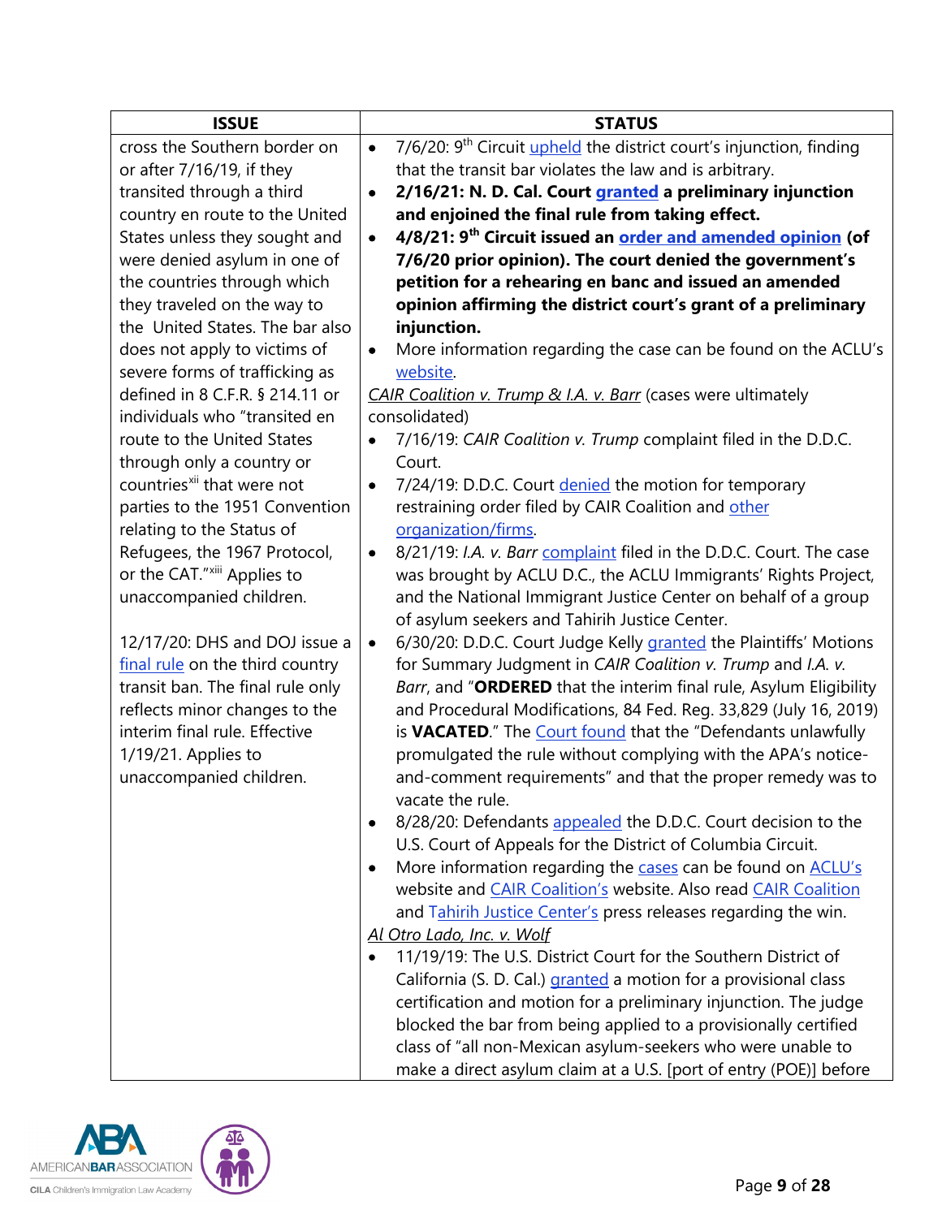| ISSUE | STATUS |
| --- | --- |
| cross the Southern border on or after 7/16/19, if they transited through a third country en route to the United States unless they sought and were denied asylum in one of the countries through which they traveled on the way to the United States. The bar also does not apply to victims of severe forms of trafficking as defined in 8 C.F.R. § 214.11 or individuals who "transited en route to the United States through only a country or countries[xii] that were not parties to the 1951 Convention relating to the Status of Refugees, the 1967 Protocol, or the CAT."[xiii] Applies to unaccompanied children.<br><br>12/17/20: DHS and DOJ issue a final rule on the third country transit ban. The final rule only reflects minor changes to the interim final rule. Effective 1/19/21. Applies to unaccompanied children. | • 7/6/20: 9th Circuit upheld the district court's injunction, finding that the transit bar violates the law and is arbitrary.<br>• **2/16/21: N. D. Cal. Court granted a preliminary injunction and enjoined the final rule from taking effect.**<br>• **4/8/21: 9th Circuit issued an order and amended opinion (of 7/6/20 prior opinion). The court denied the government's petition for a rehearing en banc and issued an amended opinion affirming the district court's grant of a preliminary injunction.**<br>• More information regarding the case can be found on the ACLU's website.<br><br>*CAIR Coalition v. Trump & I.A. v. Barr* (cases were ultimately consolidated)<br>• 7/16/19: *CAIR Coalition v. Trump* complaint filed in the D.D.C. Court.<br>• 7/24/19: D.D.C. Court denied the motion for temporary restraining order filed by CAIR Coalition and other organization/firms.<br>• 8/21/19: *I.A. v. Barr* complaint filed in the D.D.C. Court. The case was brought by ACLU D.C., the ACLU Immigrants' Rights Project, and the National Immigrant Justice Center on behalf of a group of asylum seekers and Tahirih Justice Center.<br>• 6/30/20: D.D.C. Court Judge Kelly granted the Plaintiffs' Motions for Summary Judgment in *CAIR Coalition v. Trump* and *I.A. v. Barr*, and "**ORDERED** that the interim final rule, Asylum Eligibility and Procedural Modifications, 84 Fed. Reg. 33,829 (July 16, 2019) is **VACATED**." The Court found that the "Defendants unlawfully promulgated the rule without complying with the APA's notice-and-comment requirements" and that the proper remedy was to vacate the rule.<br>• 8/28/20: Defendants appealed the D.D.C. Court decision to the U.S. Court of Appeals for the District of Columbia Circuit.<br>• More information regarding the cases can be found on ACLU's website and CAIR Coalition's website. Also read CAIR Coalition and Tahirih Justice Center's press releases regarding the win.<br><br>*Al Otro Lado, Inc. v. Wolf*<br>• 11/19/19: The U.S. District Court for the Southern District of California (S. D. Cal.) granted a motion for a provisional class certification and motion for a preliminary injunction. The judge blocked the bar from being applied to a provisionally certified class of "all non-Mexican asylum-seekers who were unable to make a direct asylum claim at a U.S. [port of entry (POE)] before |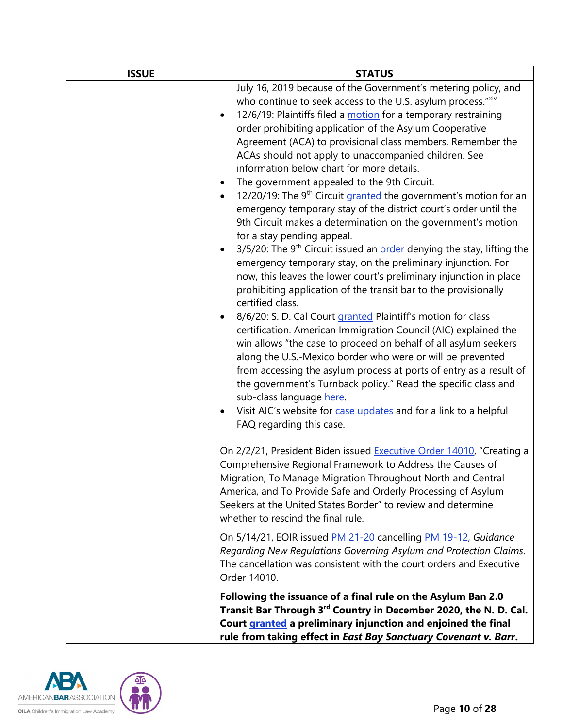| ISSUE | STATUS |
| --- | --- |
| | July 16, 2019 because of the Government's metering policy, and who continue to seek access to the U.S. asylum process."[xiv]<br>• 12/6/19: Plaintiffs filed a motion for a temporary restraining order prohibiting application of the Asylum Cooperative Agreement (ACA) to provisional class members. Remember the ACAs should not apply to unaccompanied children. See information below chart for more details.<br>• The government appealed to the 9th Circuit.<br>• 12/20/19: The 9th Circuit granted the government's motion for an emergency temporary stay of the district court's order until the 9th Circuit makes a determination on the government's motion for a stay pending appeal.<br>• 3/5/20: The 9th Circuit issued an order denying the stay, lifting the emergency temporary stay, on the preliminary injunction. For now, this leaves the lower court's preliminary injunction in place prohibiting application of the transit bar to the provisionally certified class.<br>• 8/6/20: S. D. Cal Court granted Plaintiff's motion for class certification. American Immigration Council (AIC) explained the win allows "the case to proceed on behalf of all asylum seekers along the U.S.-Mexico border who were or will be prevented from accessing the asylum process at ports of entry as a result of the government's Turnback policy." Read the specific class and sub-class language here.<br>• Visit AIC's website for case updates and for a link to a helpful FAQ regarding this case.<br><br>On 2/2/21, President Biden issued Executive Order 14010, "Creating a Comprehensive Regional Framework to Address the Causes of Migration, To Manage Migration Throughout North and Central America, and To Provide Safe and Orderly Processing of Asylum Seekers at the United States Border" to review and determine whether to rescind the final rule.<br><br>On 5/14/21, EOIR issued PM 21-20 cancelling PM 19-12, *Guidance Regarding New Regulations Governing Asylum and Protection Claims*. The cancellation was consistent with the court orders and Executive Order 14010.<br><br>**Following the issuance of a final rule on the Asylum Ban 2.0 Transit Bar Through 3rd Country in December 2020, the N. D. Cal. Court granted a preliminary injunction and enjoined the final rule from taking effect in *East Bay Sanctuary Covenant v. Barr*.** |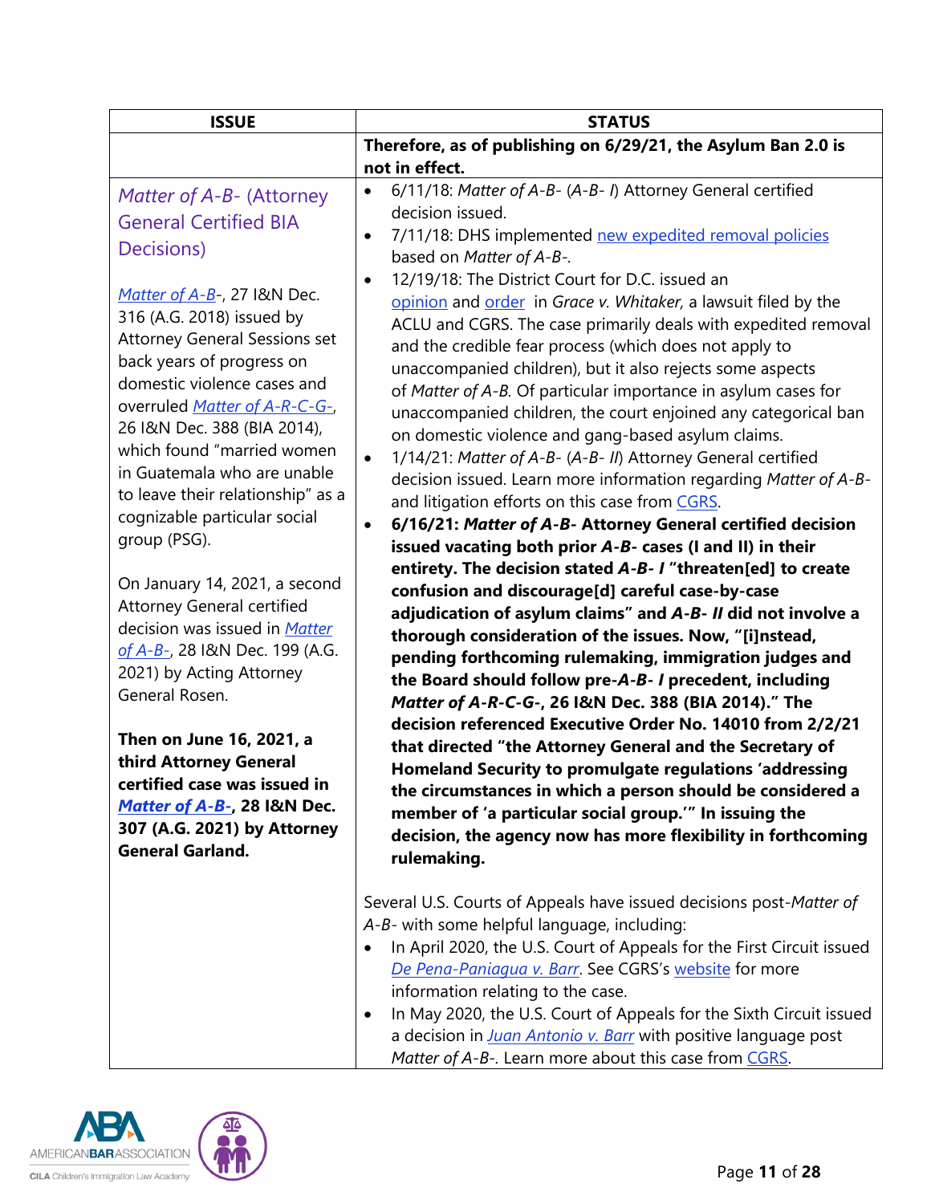| ISSUE | STATUS |
|---|---|
| | **Therefore, as of publishing on 6/29/21, the Asylum Ban 2.0 is not in effect.** |
| *Matter of A-B-* (Attorney General Certified BIA Decisions)<br><br>*Matter of A-B-*, 27 I&N Dec. 316 (A.G. 2018) issued by Attorney General Sessions set back years of progress on domestic violence cases and overruled *Matter of A-R-C-G-*, 26 I&N Dec. 388 (BIA 2014), which found "married women in Guatemala who are unable to leave their relationship" as a cognizable particular social group (PSG).<br><br>On January 14, 2021, a second Attorney General certified decision was issued in *Matter of A-B-*, 28 I&N Dec. 199 (A.G. 2021) by Acting Attorney General Rosen.<br><br>**Then on June 16, 2021, a third Attorney General certified case was issued in *Matter of A-B-*, 28 I&N Dec. 307 (A.G. 2021) by Attorney General Garland.** | • 6/11/18: *Matter of A-B-* (*A-B- I*) Attorney General certified decision issued.<br>• 7/11/18: DHS implemented new expedited removal policies based on *Matter of A-B-*.<br>• 12/19/18: The District Court for D.C. issued an opinion and order in *Grace v. Whitaker,* a lawsuit filed by the ACLU and CGRS. The case primarily deals with expedited removal and the credible fear process (which does not apply to unaccompanied children), but it also rejects some aspects of *Matter of A-B*. Of particular importance in asylum cases for unaccompanied children, the court enjoined any categorical ban on domestic violence and gang-based asylum claims.<br>• 1/14/21: *Matter of A-B-* (*A-B- II*) Attorney General certified decision issued. Learn more information regarding *Matter of A-B-* and litigation efforts on this case from CGRS.<br>• **6/16/21: *Matter of A-B-* Attorney General certified decision issued vacating both prior *A-B-* cases (I and II) in their entirety. The decision stated *A-B- I* "threaten[ed] to create confusion and discourage[d] careful case-by-case adjudication of asylum claims" and *A-B- II* did not involve a thorough consideration of the issues. Now, "[i]nstead, pending forthcoming rulemaking, immigration judges and the Board should follow pre-*A-B- I* precedent, including *Matter of A-R-C-G-*, 26 I&N Dec. 388 (BIA 2014)." The decision referenced Executive Order No. 14010 from 2/2/21 that directed "the Attorney General and the Secretary of Homeland Security to promulgate regulations 'addressing the circumstances in which a person should be considered a member of 'a particular social group.'" In issuing the decision, the agency now has more flexibility in forthcoming rulemaking.**<br><br>Several U.S. Courts of Appeals have issued decisions post-*Matter of A-B-* with some helpful language, including:<br>• In April 2020, the U.S. Court of Appeals for the First Circuit issued *De Pena-Paniagua v. Barr*. See CGRS's website for more information relating to the case.<br>• In May 2020, the U.S. Court of Appeals for the Sixth Circuit issued a decision in *Juan Antonio v. Barr* with positive language post *Matter of A-B-*. Learn more about this case from CGRS. |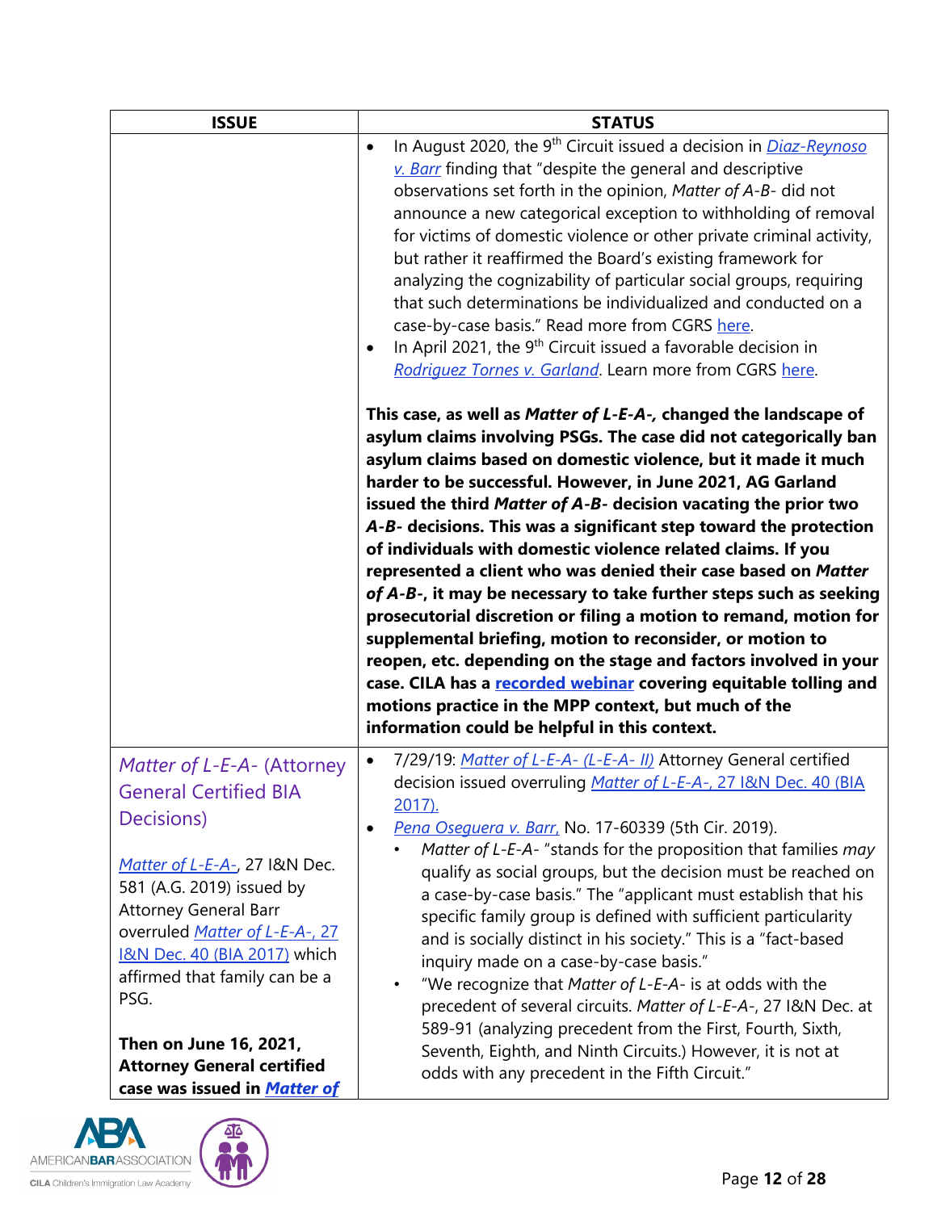| ISSUE | STATUS |
|---|---|
| | • In August 2020, the 9th Circuit issued a decision in *Diaz-Reynoso v. Barr* finding that "despite the general and descriptive observations set forth in the opinion, *Matter of A-B-* did not announce a new categorical exception to withholding of removal for victims of domestic violence or other private criminal activity, but rather it reaffirmed the Board's existing framework for analyzing the cognizability of particular social groups, requiring that such determinations be individualized and conducted on a case-by-case basis." Read more from CGRS here.<br>• In April 2021, the 9th Circuit issued a favorable decision in *Rodriguez Tornes v. Garland*. Learn more from CGRS here.<br><br>**This case, as well as *Matter of L-E-A-*, changed the landscape of asylum claims involving PSGs. The case did not categorically ban asylum claims based on domestic violence, but it made it much harder to be successful. However, in June 2021, AG Garland issued the third *Matter of A-B-* decision vacating the prior two *A-B-* decisions. This was a significant step toward the protection of individuals with domestic violence related claims. If you represented a client who was denied their case based on *Matter of A-B-*, it may be necessary to take further steps such as seeking prosecutorial discretion or filing a motion to remand, motion for supplemental briefing, motion to reconsider, or motion to reopen, etc. depending on the stage and factors involved in your case. CILA has a recorded webinar covering equitable tolling and motions practice in the MPP context, but much of the information could be helpful in this context.** |
| *Matter of L-E-A-* (Attorney General Certified BIA Decisions)<br><br>*Matter of L-E-A-*, 27 I&N Dec. 581 (A.G. 2019) issued by Attorney General Barr overruled *Matter of L-E-A-, 27 I&N Dec. 40 (BIA 2017)* which affirmed that family can be a PSG.<br><br>**Then on June 16, 2021, Attorney General certified case was issued in *Matter of*** | • 7/29/19: *Matter of L-E-A- (L-E-A- II)* Attorney General certified decision issued overruling *Matter of L-E-A-, 27 I&N Dec. 40 (BIA 2017).*<br>• *Pena Oseguera v. Barr,* No. 17-60339 (5th Cir. 2019).<br>&nbsp;&nbsp;&nbsp;&nbsp;• *Matter of L-E-A-* "stands for the proposition that families *may* qualify as social groups, but the decision must be reached on a case-by-case basis." The "applicant must establish that his specific family group is defined with sufficient particularity and is socially distinct in his society." This is a "fact-based inquiry made on a case-by-case basis."<br>&nbsp;&nbsp;&nbsp;&nbsp;• "We recognize that *Matter of L-E-A-* is at odds with the precedent of several circuits. *Matter of L-E-A-*, 27 I&N Dec. at 589-91 (analyzing precedent from the First, Fourth, Sixth, Seventh, Eighth, and Ninth Circuits.) However, it is not at odds with any precedent in the Fifth Circuit." |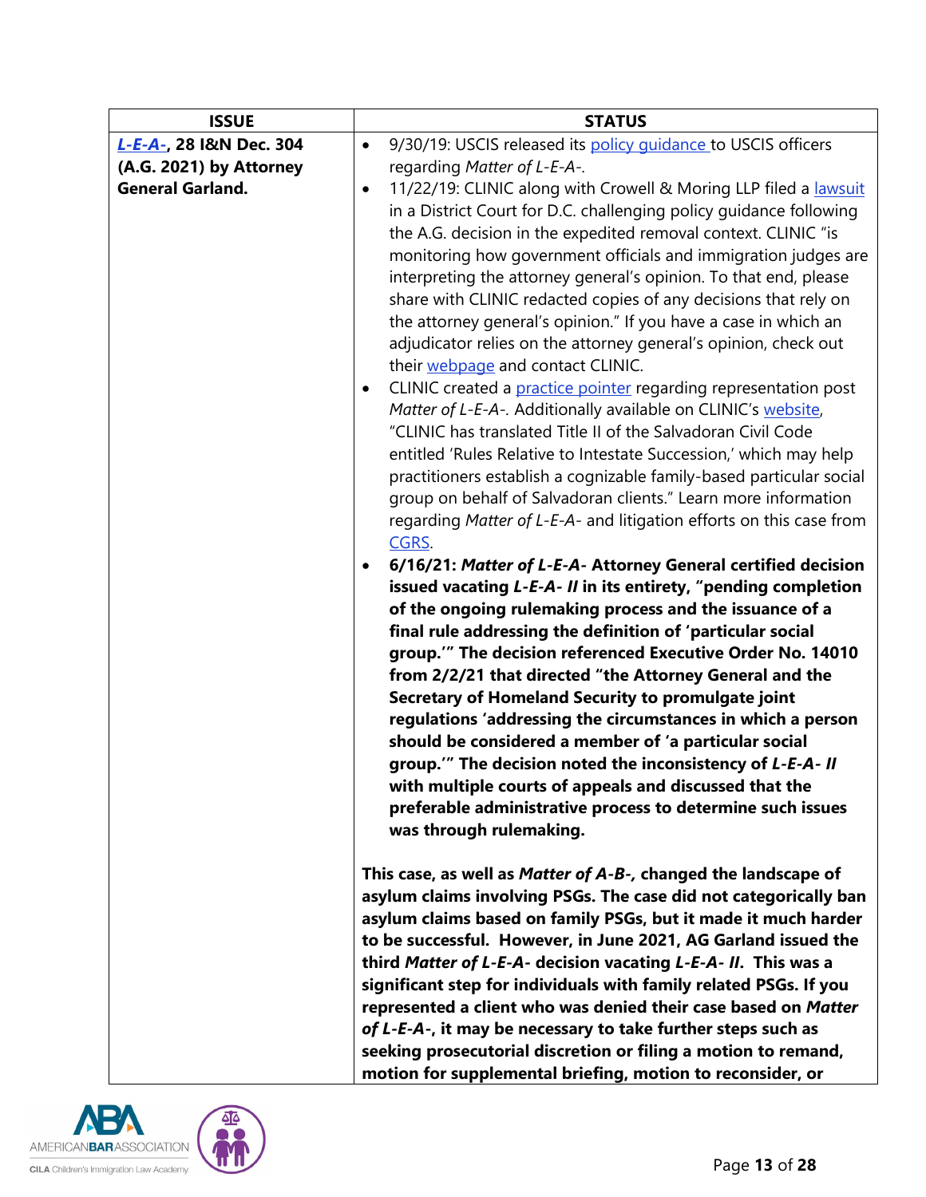| ISSUE | STATUS |
|---|---|
| ***L-E-A-*, 28 I&N Dec. 304 (A.G. 2021) by Attorney General Garland.** | • 9/30/19: USCIS released its policy guidance to USCIS officers regarding *Matter of L-E-A-*.<br>• 11/22/19: CLINIC along with Crowell & Moring LLP filed a lawsuit in a District Court for D.C. challenging policy guidance following the A.G. decision in the expedited removal context. CLINIC "is monitoring how government officials and immigration judges are interpreting the attorney general's opinion. To that end, please share with CLINIC redacted copies of any decisions that rely on the attorney general's opinion." If you have a case in which an adjudicator relies on the attorney general's opinion, check out their webpage and contact CLINIC.<br>• CLINIC created a practice pointer regarding representation post *Matter of L-E-A-*. Additionally available on CLINIC's website, "CLINIC has translated Title II of the Salvadoran Civil Code entitled 'Rules Relative to Intestate Succession,' which may help practitioners establish a cognizable family-based particular social group on behalf of Salvadoran clients." Learn more information regarding *Matter of L-E-A-* and litigation efforts on this case from CGRS.<br>• **6/16/21: *Matter of L-E-A-* Attorney General certified decision issued vacating *L-E-A- II* in its entirety, "pending completion of the ongoing rulemaking process and the issuance of a final rule addressing the definition of 'particular social group.'" The decision referenced Executive Order No. 14010 from 2/2/21 that directed "the Attorney General and the Secretary of Homeland Security to promulgate joint regulations 'addressing the circumstances in which a person should be considered a member of 'a particular social group.'" The decision noted the inconsistency of *L-E-A- II* with multiple courts of appeals and discussed that the preferable administrative process to determine such issues was through rulemaking.**<br><br>**This case, as well as *Matter of A-B-*, changed the landscape of asylum claims involving PSGs. The case did not categorically ban asylum claims based on family PSGs, but it made it much harder to be successful. However, in June 2021, AG Garland issued the third *Matter of L-E-A-* decision vacating *L-E-A- II*. This was a significant step for individuals with family related PSGs. If you represented a client who was denied their case based on *Matter of L-E-A-*, it may be necessary to take further steps such as seeking prosecutorial discretion or filing a motion to remand, motion for supplemental briefing, motion to reconsider, or** |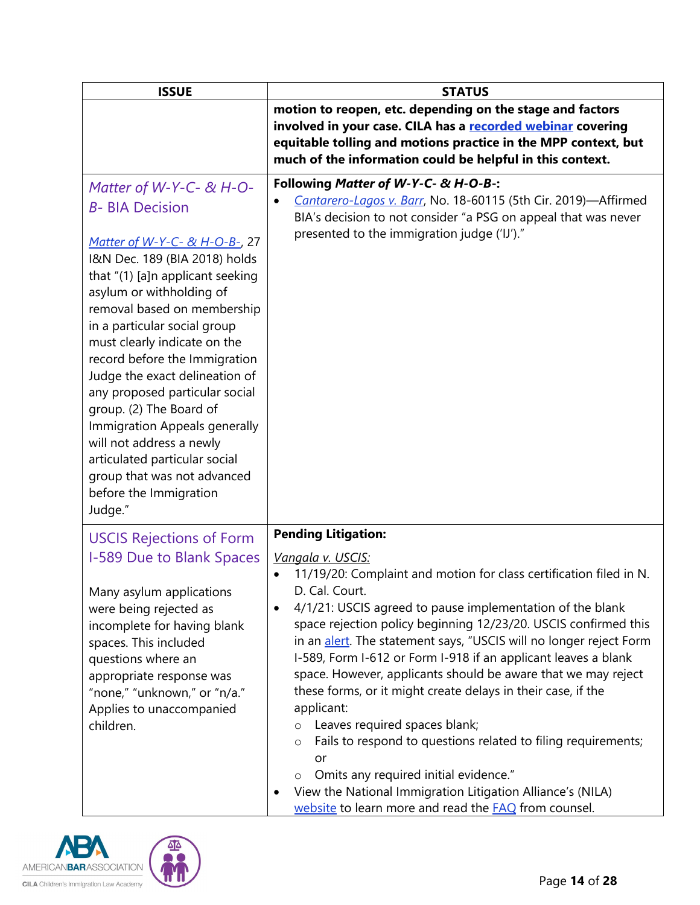| ISSUE | STATUS |
| --- | --- |
| | **motion to reopen, etc. depending on the stage and factors involved in your case. CILA has a recorded webinar covering equitable tolling and motions practice in the MPP context, but much of the information could be helpful in this context.** |
| *Matter of W-Y-C- & H-O-B-* BIA Decision<br><br>*Matter of W-Y-C- & H-O-B-*, 27 I&N Dec. 189 (BIA 2018) holds that "(1) [a]n applicant seeking asylum or withholding of removal based on membership in a particular social group must clearly indicate on the record before the Immigration Judge the exact delineation of any proposed particular social group. (2) The Board of Immigration Appeals generally will not address a newly articulated particular social group that was not advanced before the Immigration Judge." | **Following *Matter of W-Y-C- & H-O-B-*:**<br>• *Cantarero-Lagos v. Barr*, No. 18-60115 (5th Cir. 2019)—Affirmed BIA's decision to not consider "a PSG on appeal that was never presented to the immigration judge ('IJ')." |
| USCIS Rejections of Form I-589 Due to Blank Spaces<br><br>Many asylum applications were being rejected as incomplete for having blank spaces. This included questions where an appropriate response was "none," "unknown," or "n/a." Applies to unaccompanied children. | **Pending Litigation:**<br><br>*Vangala v. USCIS:*<br>• 11/19/20: Complaint and motion for class certification filed in N. D. Cal. Court.<br>• 4/1/21: USCIS agreed to pause implementation of the blank space rejection policy beginning 12/23/20. USCIS confirmed this in an alert. The statement says, "USCIS will no longer reject Form I-589, Form I-612 or Form I-918 if an applicant leaves a blank space. However, applicants should be aware that we may reject these forms, or it might create delays in their case, if the applicant:<br>  ○ Leaves required spaces blank;<br>  ○ Fails to respond to questions related to filing requirements; or<br>  ○ Omits any required initial evidence."<br>• View the National Immigration Litigation Alliance's (NILA) website to learn more and read the FAQ from counsel. |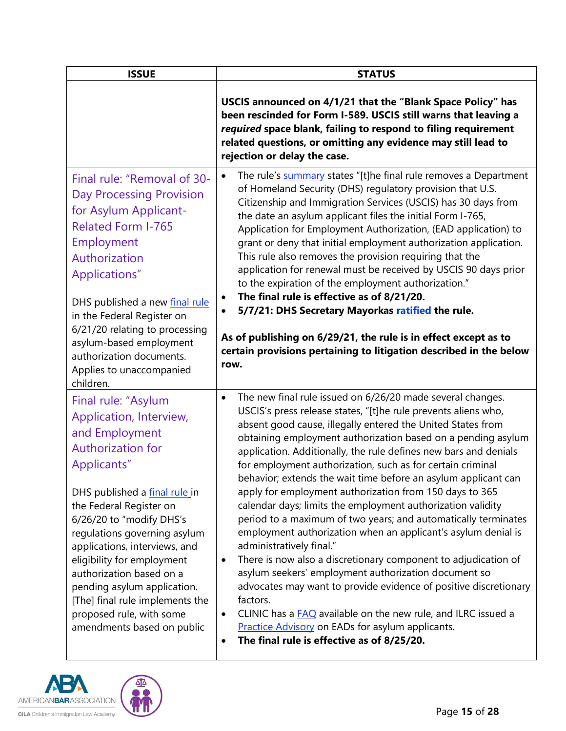| ISSUE | STATUS |
| --- | --- |
| | **USCIS announced on 4/1/21 that the "Blank Space Policy" has been rescinded for Form I-589. USCIS still warns that leaving a *required* space blank, failing to respond to filing requirement related questions, or omitting any evidence may still lead to rejection or delay the case.** |
| Final rule: "Removal of 30-Day Processing Provision for Asylum Applicant-Related Form I-765 Employment Authorization Applications"<br><br>DHS published a new final rule in the Federal Register on 6/21/20 relating to processing asylum-based employment authorization documents. Applies to unaccompanied children. | • The rule's summary states "[t]he final rule removes a Department of Homeland Security (DHS) regulatory provision that U.S. Citizenship and Immigration Services (USCIS) has 30 days from the date an asylum applicant files the initial Form I-765, Application for Employment Authorization, (EAD application) to grant or deny that initial employment authorization application. This rule also removes the provision requiring that the application for renewal must be received by USCIS 90 days prior to the expiration of the employment authorization."<br>• **The final rule is effective as of 8/21/20.**<br>• **5/7/21: DHS Secretary Mayorkas ratified the rule.**<br><br>**As of publishing on 6/29/21, the rule is in effect except as to certain provisions pertaining to litigation described in the below row.** |
| Final rule: "Asylum Application, Interview, and Employment Authorization for Applicants"<br><br>DHS published a final rule in the Federal Register on 6/26/20 to "modify DHS's regulations governing asylum applications, interviews, and eligibility for employment authorization based on a pending asylum application. [The] final rule implements the proposed rule, with some amendments based on public | • The new final rule issued on 6/26/20 made several changes. USCIS's press release states, "[t]he rule prevents aliens who, absent good cause, illegally entered the United States from obtaining employment authorization based on a pending asylum application. Additionally, the rule defines new bars and denials for employment authorization, such as for certain criminal behavior; extends the wait time before an asylum applicant can apply for employment authorization from 150 days to 365 calendar days; limits the employment authorization validity period to a maximum of two years; and automatically terminates employment authorization when an applicant's asylum denial is administratively final."<br>• There is now also a discretionary component to adjudication of asylum seekers' employment authorization document so advocates may want to provide evidence of positive discretionary factors.<br>• CLINIC has a FAQ available on the new rule, and ILRC issued a Practice Advisory on EADs for asylum applicants.<br>• **The final rule is effective as of 8/25/20.** |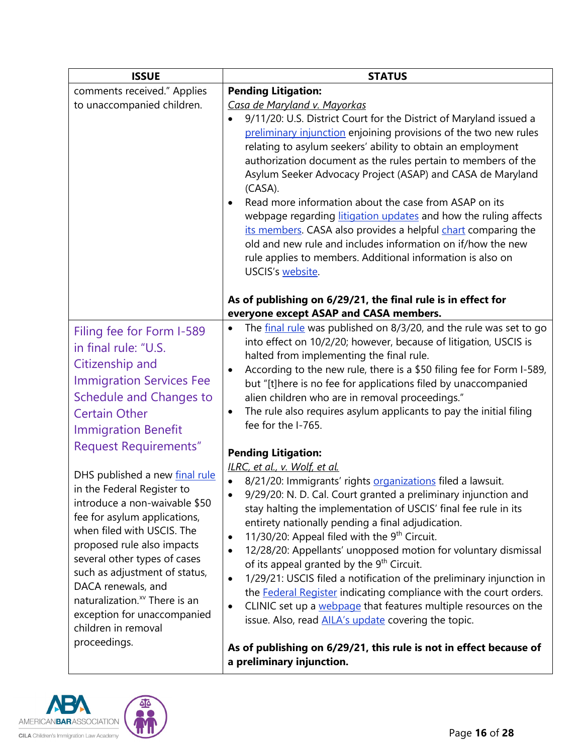| ISSUE | STATUS |
|---|---|
| comments received." Applies to unaccompanied children. | **Pending Litigation:**<br>*Casa de Maryland v. Mayorkas*<br>• 9/11/20: U.S. District Court for the District of Maryland issued a preliminary injunction enjoining provisions of the two new rules relating to asylum seekers' ability to obtain an employment authorization document as the rules pertain to members of the Asylum Seeker Advocacy Project (ASAP) and CASA de Maryland (CASA).<br>• Read more information about the case from ASAP on its webpage regarding litigation updates and how the ruling affects its members. CASA also provides a helpful chart comparing the old and new rule and includes information on if/how the new rule applies to members. Additional information is also on USCIS's website.<br><br>**As of publishing on 6/29/21, the final rule is in effect for everyone except ASAP and CASA members.** |
| Filing fee for Form I-589 in final rule: "U.S. Citizenship and Immigration Services Fee Schedule and Changes to Certain Other Immigration Benefit Request Requirements"<br><br>DHS published a new final rule in the Federal Register to introduce a non-waivable $50 fee for asylum applications, when filed with USCIS. The proposed rule also impacts several other types of cases such as adjustment of status, DACA renewals, and naturalization.[xv] There is an exception for unaccompanied children in removal proceedings. | • The final rule was published on 8/3/20, and the rule was set to go into effect on 10/2/20; however, because of litigation, USCIS is halted from implementing the final rule.<br>• According to the new rule, there is a $50 filing fee for Form I-589, but "[t]here is no fee for applications filed by unaccompanied alien children who are in removal proceedings."<br>• The rule also requires asylum applicants to pay the initial filing fee for the I-765.<br><br>**Pending Litigation:**<br>*ILRC, et al., v. Wolf, et al.*<br>• 8/21/20: Immigrants' rights organizations filed a lawsuit.<br>• 9/29/20: N. D. Cal. Court granted a preliminary injunction and stay halting the implementation of USCIS' final fee rule in its entirety nationally pending a final adjudication.<br>• 11/30/20: Appeal filed with the 9th Circuit.<br>• 12/28/20: Appellants' unopposed motion for voluntary dismissal of its appeal granted by the 9th Circuit.<br>• 1/29/21: USCIS filed a notification of the preliminary injunction in the Federal Register indicating compliance with the court orders.<br>• CLINIC set up a webpage that features multiple resources on the issue. Also, read AILA's update covering the topic.<br><br>**As of publishing on 6/29/21, this rule is not in effect because of a preliminary injunction.** |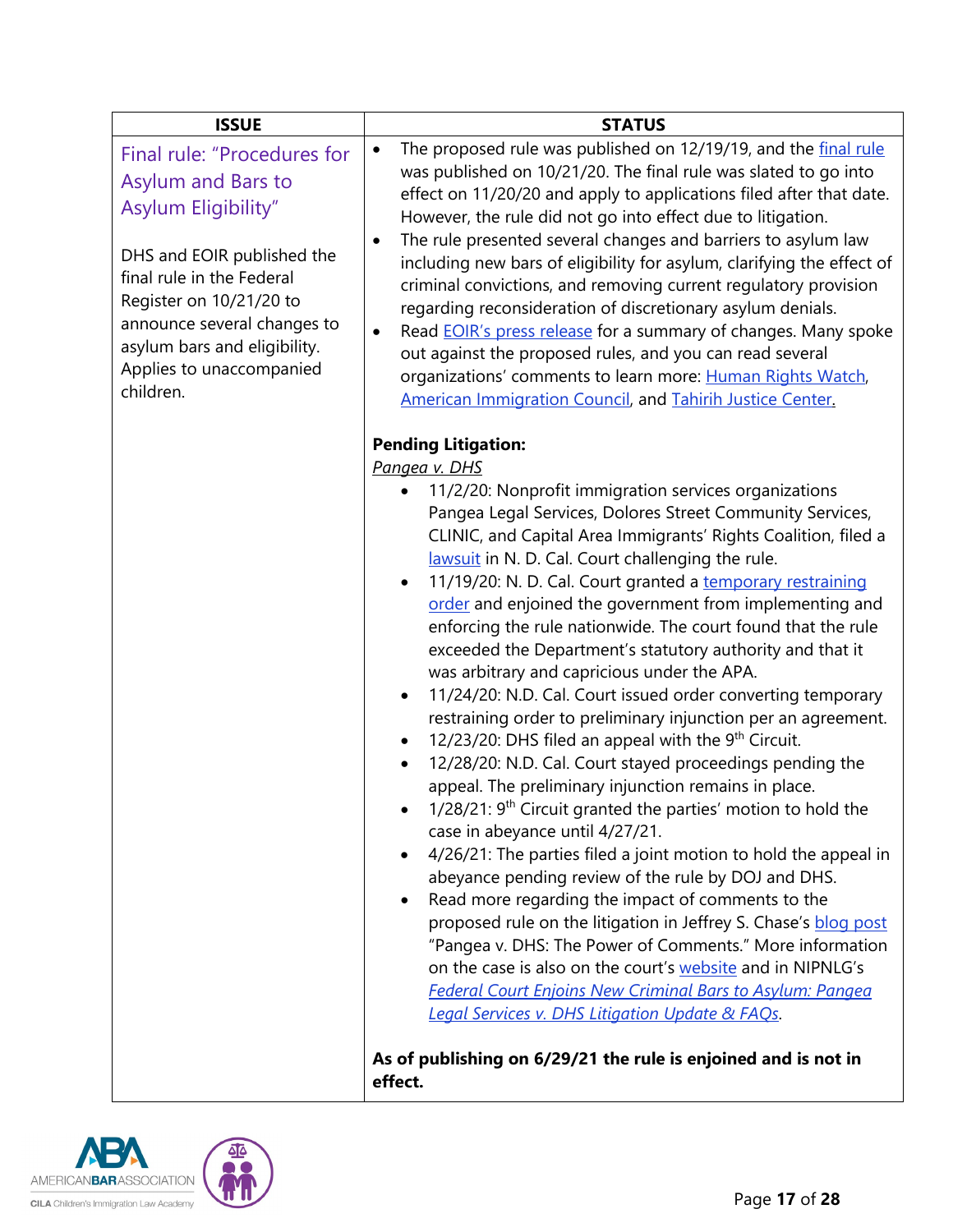| ISSUE | STATUS |
| --- | --- |
| Final rule: "Procedures for Asylum and Bars to Asylum Eligibility"<br><br>DHS and EOIR published the final rule in the Federal Register on 10/21/20 to announce several changes to asylum bars and eligibility. Applies to unaccompanied children. | • The proposed rule was published on 12/19/19, and the final rule was published on 10/21/20. The final rule was slated to go into effect on 11/20/20 and apply to applications filed after that date. However, the rule did not go into effect due to litigation.<br>• The rule presented several changes and barriers to asylum law including new bars of eligibility for asylum, clarifying the effect of criminal convictions, and removing current regulatory provision regarding reconsideration of discretionary asylum denials.<br>• Read EOIR's press release for a summary of changes. Many spoke out against the proposed rules, and you can read several organizations' comments to learn more: Human Rights Watch, American Immigration Council, and Tahirih Justice Center.<br><br>**Pending Litigation:**<br>*Pangea v. DHS*<br>• 11/2/20: Nonprofit immigration services organizations Pangea Legal Services, Dolores Street Community Services, CLINIC, and Capital Area Immigrants' Rights Coalition, filed a lawsuit in N. D. Cal. Court challenging the rule.<br>• 11/19/20: N. D. Cal. Court granted a temporary restraining order and enjoined the government from implementing and enforcing the rule nationwide. The court found that the rule exceeded the Department's statutory authority and that it was arbitrary and capricious under the APA.<br>• 11/24/20: N.D. Cal. Court issued order converting temporary restraining order to preliminary injunction per an agreement.<br>• 12/23/20: DHS filed an appeal with the 9th Circuit.<br>• 12/28/20: N.D. Cal. Court stayed proceedings pending the appeal. The preliminary injunction remains in place.<br>• 1/28/21: 9th Circuit granted the parties' motion to hold the case in abeyance until 4/27/21.<br>• 4/26/21: The parties filed a joint motion to hold the appeal in abeyance pending review of the rule by DOJ and DHS.<br>• Read more regarding the impact of comments to the proposed rule on the litigation in Jeffrey S. Chase's blog post "Pangea v. DHS: The Power of Comments." More information on the case is also on the court's website and in NIPNLG's *Federal Court Enjoins New Criminal Bars to Asylum: Pangea Legal Services v. DHS Litigation Update & FAQs*.<br><br>**As of publishing on 6/29/21 the rule is enjoined and is not in effect.** |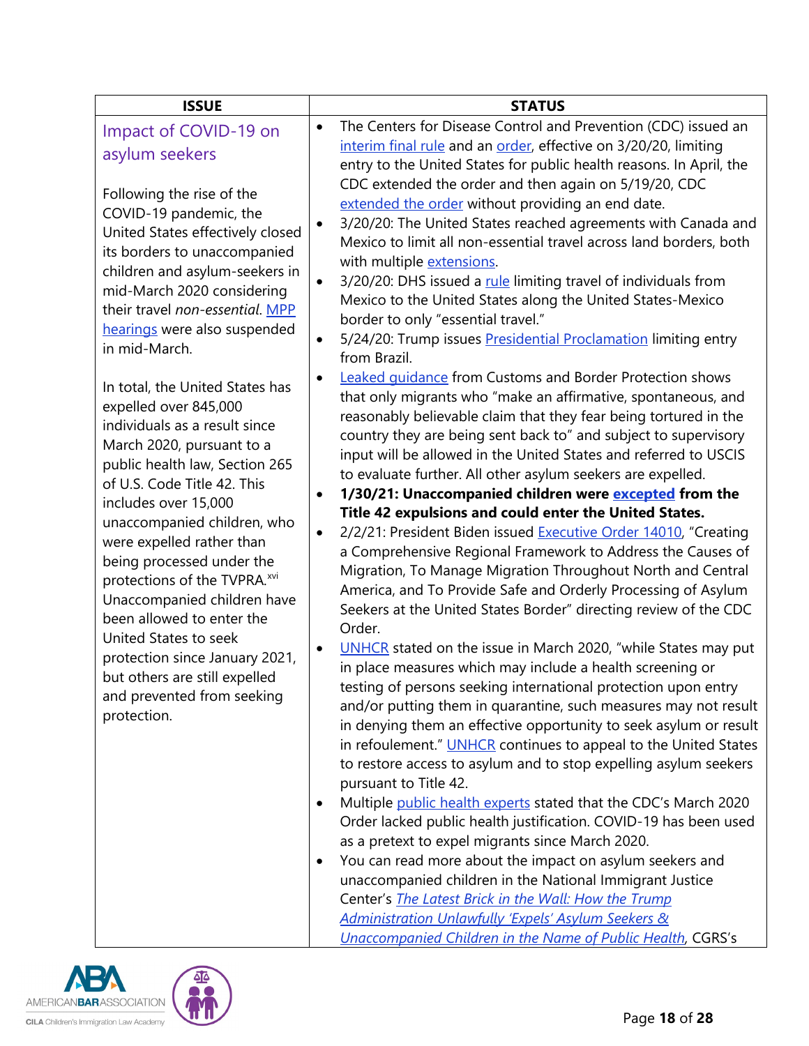| ISSUE | STATUS |
|---|---|
| Impact of COVID-19 on asylum seekers<br><br>Following the rise of the COVID-19 pandemic, the United States effectively closed its borders to unaccompanied children and asylum-seekers in mid-March 2020 considering their travel *non-essential*. MPP hearings were also suspended in mid-March.<br><br>In total, the United States has expelled over 845,000 individuals as a result since March 2020, pursuant to a public health law, Section 265 of U.S. Code Title 42. This includes over 15,000 unaccompanied children, who were expelled rather than being processed under the protections of the TVPRA.[xvi] Unaccompanied children have been allowed to enter the United States to seek protection since January 2021, but others are still expelled and prevented from seeking protection. | • The Centers for Disease Control and Prevention (CDC) issued an interim final rule and an order, effective on 3/20/20, limiting entry to the United States for public health reasons. In April, the CDC extended the order and then again on 5/19/20, CDC extended the order without providing an end date.<br>• 3/20/20: The United States reached agreements with Canada and Mexico to limit all non-essential travel across land borders, both with multiple extensions.<br>• 3/20/20: DHS issued a rule limiting travel of individuals from Mexico to the United States along the United States-Mexico border to only "essential travel."<br>• 5/24/20: Trump issues Presidential Proclamation limiting entry from Brazil.<br>• Leaked guidance from Customs and Border Protection shows that only migrants who "make an affirmative, spontaneous, and reasonably believable claim that they fear being tortured in the country they are being sent back to" and subject to supervisory input will be allowed in the United States and referred to USCIS to evaluate further. All other asylum seekers are expelled.<br>• **1/30/21: Unaccompanied children were excepted from the Title 42 expulsions and could enter the United States.**<br>• 2/2/21: President Biden issued Executive Order 14010, "Creating a Comprehensive Regional Framework to Address the Causes of Migration, To Manage Migration Throughout North and Central America, and To Provide Safe and Orderly Processing of Asylum Seekers at the United States Border" directing review of the CDC Order.<br>• UNHCR stated on the issue in March 2020, "while States may put in place measures which may include a health screening or testing of persons seeking international protection upon entry and/or putting them in quarantine, such measures may not result in denying them an effective opportunity to seek asylum or result in refoulement." UNHCR continues to appeal to the United States to restore access to asylum and to stop expelling asylum seekers pursuant to Title 42.<br>• Multiple public health experts stated that the CDC's March 2020 Order lacked public health justification. COVID-19 has been used as a pretext to expel migrants since March 2020.<br>• You can read more about the impact on asylum seekers and unaccompanied children in the National Immigrant Justice Center's *The Latest Brick in the Wall: How the Trump Administration Unlawfully 'Expels' Asylum Seekers & Unaccompanied Children in the Name of Public Health*, CGRS's |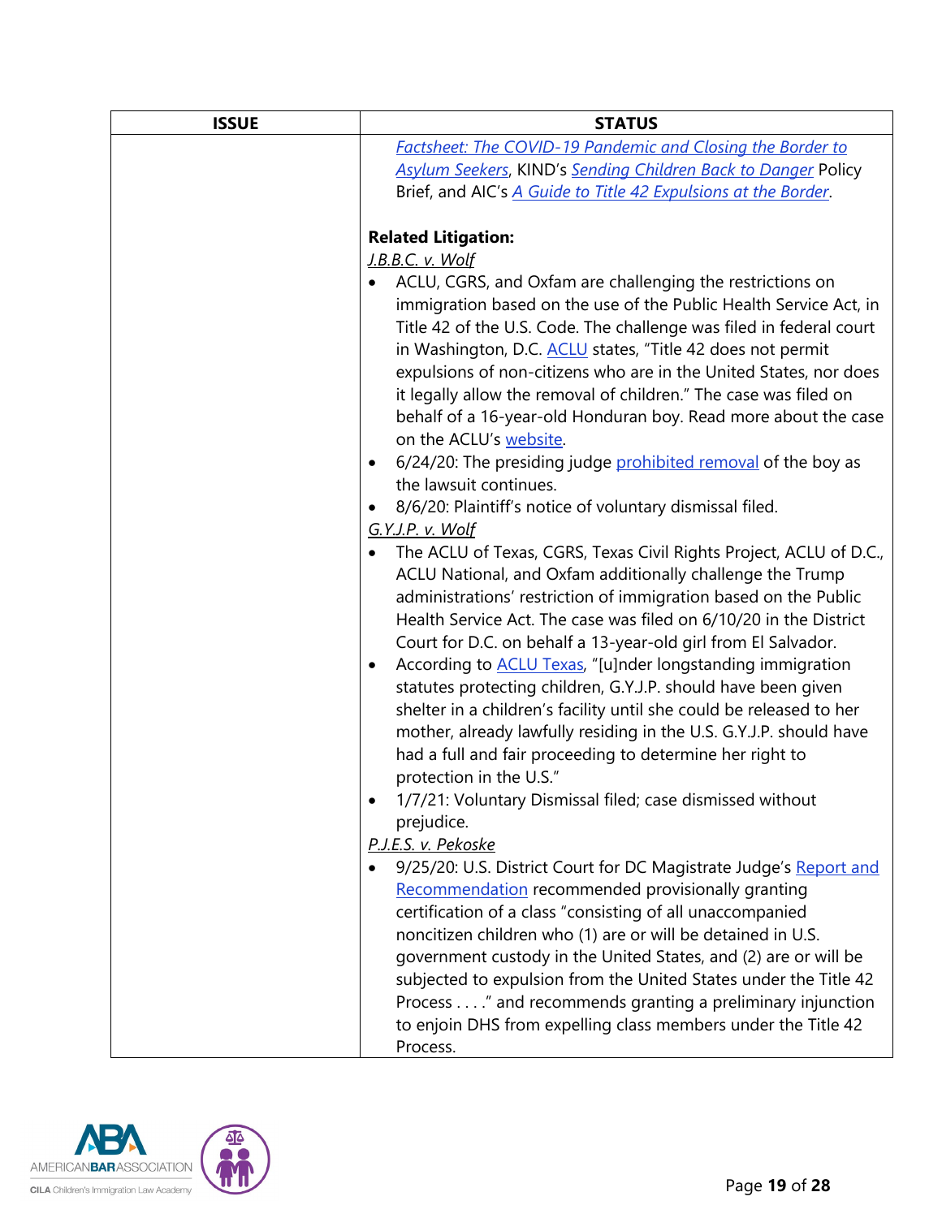| ISSUE | STATUS |
|---|---|
| | *Factsheet: The COVID-19 Pandemic and Closing the Border to Asylum Seekers*, KIND's *Sending Children Back to Danger* Policy Brief, and AIC's *A Guide to Title 42 Expulsions at the Border*.<br><br>**Related Litigation:**<br>*J.B.B.C. v. Wolf*<br>• ACLU, CGRS, and Oxfam are challenging the restrictions on immigration based on the use of the Public Health Service Act, in Title 42 of the U.S. Code. The challenge was filed in federal court in Washington, D.C. ACLU states, "Title 42 does not permit expulsions of non-citizens who are in the United States, nor does it legally allow the removal of children." The case was filed on behalf of a 16-year-old Honduran boy. Read more about the case on the ACLU's website.<br>• 6/24/20: The presiding judge prohibited removal of the boy as the lawsuit continues.<br>• 8/6/20: Plaintiff's notice of voluntary dismissal filed.<br>*G.Y.J.P. v. Wolf*<br>• The ACLU of Texas, CGRS, Texas Civil Rights Project, ACLU of D.C., ACLU National, and Oxfam additionally challenge the Trump administrations' restriction of immigration based on the Public Health Service Act. The case was filed on 6/10/20 in the District Court for D.C. on behalf a 13-year-old girl from El Salvador.<br>• According to ACLU Texas, "[u]nder longstanding immigration statutes protecting children, G.Y.J.P. should have been given shelter in a children's facility until she could be released to her mother, already lawfully residing in the U.S. G.Y.J.P. should have had a full and fair proceeding to determine her right to protection in the U.S."<br>• 1/7/21: Voluntary Dismissal filed; case dismissed without prejudice.<br>*P.J.E.S. v. Pekoske*<br>• 9/25/20: U.S. District Court for DC Magistrate Judge's Report and Recommendation recommended provisionally granting certification of a class "consisting of all unaccompanied noncitizen children who (1) are or will be detained in U.S. government custody in the United States, and (2) are or will be subjected to expulsion from the United States under the Title 42 Process . . . ." and recommends granting a preliminary injunction to enjoin DHS from expelling class members under the Title 42 Process. |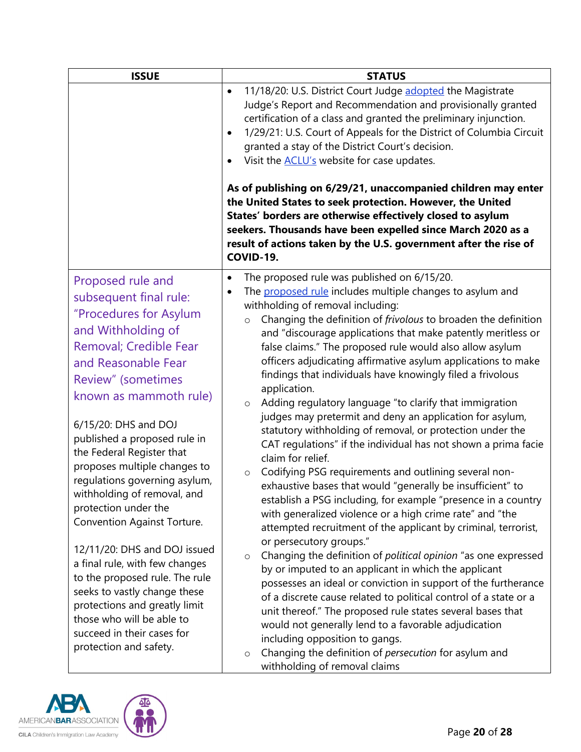| ISSUE | STATUS |
| --- | --- |
| | • 11/18/20: U.S. District Court Judge adopted the Magistrate Judge's Report and Recommendation and provisionally granted certification of a class and granted the preliminary injunction.<br>• 1/29/21: U.S. Court of Appeals for the District of Columbia Circuit granted a stay of the District Court's decision.<br>• Visit the ACLU's website for case updates.<br><br>**As of publishing on 6/29/21, unaccompanied children may enter the United States to seek protection. However, the United States' borders are otherwise effectively closed to asylum seekers. Thousands have been expelled since March 2020 as a result of actions taken by the U.S. government after the rise of COVID-19.** |
| Proposed rule and subsequent final rule: "Procedures for Asylum and Withholding of Removal; Credible Fear and Reasonable Fear Review" (sometimes known as mammoth rule)<br><br>6/15/20: DHS and DOJ published a proposed rule in the Federal Register that proposes multiple changes to regulations governing asylum, withholding of removal, and protection under the Convention Against Torture.<br><br>12/11/20: DHS and DOJ issued a final rule, with few changes to the proposed rule. The rule seeks to vastly change these protections and greatly limit those who will be able to succeed in their cases for protection and safety. | • The proposed rule was published on 6/15/20.<br>• The proposed rule includes multiple changes to asylum and withholding of removal including:<br>  ○ Changing the definition of *frivolous* to broaden the definition and "discourage applications that make patently meritless or false claims." The proposed rule would also allow asylum officers adjudicating affirmative asylum applications to make findings that individuals have knowingly filed a frivolous application.<br>  ○ Adding regulatory language "to clarify that immigration judges may pretermit and deny an application for asylum, statutory withholding of removal, or protection under the CAT regulations" if the individual has not shown a prima facie claim for relief.<br>  ○ Codifying PSG requirements and outlining several non-exhaustive bases that would "generally be insufficient" to establish a PSG including, for example "presence in a country with generalized violence or a high crime rate" and "the attempted recruitment of the applicant by criminal, terrorist, or persecutory groups."<br>  ○ Changing the definition of *political opinion* "as one expressed by or imputed to an applicant in which the applicant possesses an ideal or conviction in support of the furtherance of a discrete cause related to political control of a state or a unit thereof." The proposed rule states several bases that would not generally lend to a favorable adjudication including opposition to gangs.<br>  ○ Changing the definition of *persecution* for asylum and withholding of removal claims |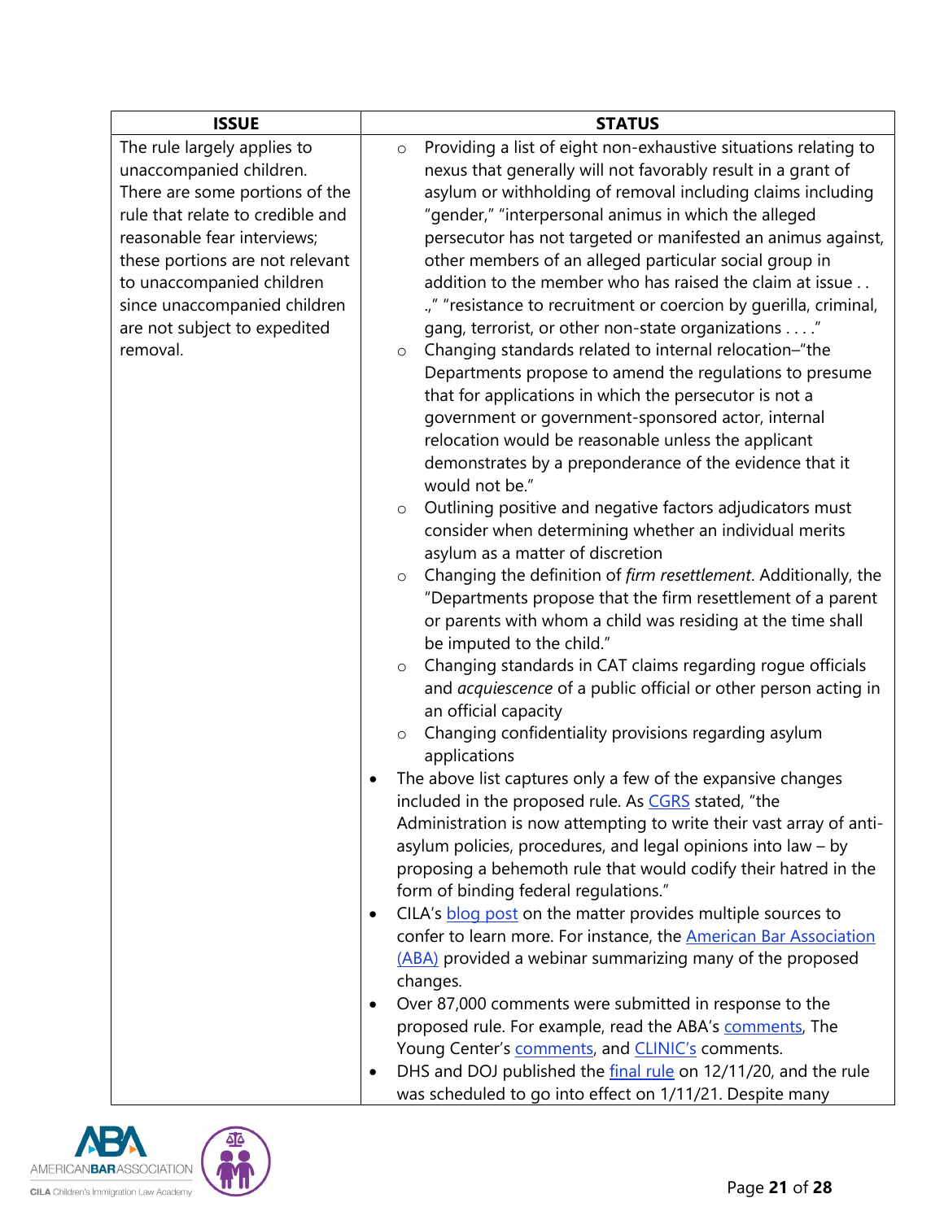| ISSUE | STATUS |
| --- | --- |
| The rule largely applies to unaccompanied children. There are some portions of the rule that relate to credible and reasonable fear interviews; these portions are not relevant to unaccompanied children since unaccompanied children are not subject to expedited removal. | ○ Providing a list of eight non-exhaustive situations relating to nexus that generally will not favorably result in a grant of asylum or withholding of removal including claims including "gender," "interpersonal animus in which the alleged persecutor has not targeted or manifested an animus against, other members of an alleged particular social group in addition to the member who has raised the claim at issue . . .," "resistance to recruitment or coercion by guerilla, criminal, gang, terrorist, or other non-state organizations . . . ."<br>○ Changing standards related to internal relocation–"the Departments propose to amend the regulations to presume that for applications in which the persecutor is not a government or government-sponsored actor, internal relocation would be reasonable unless the applicant demonstrates by a preponderance of the evidence that it would not be."<br>○ Outlining positive and negative factors adjudicators must consider when determining whether an individual merits asylum as a matter of discretion<br>○ Changing the definition of *firm resettlement*. Additionally, the "Departments propose that the firm resettlement of a parent or parents with whom a child was residing at the time shall be imputed to the child."<br>○ Changing standards in CAT claims regarding rogue officials and *acquiescence* of a public official or other person acting in an official capacity<br>○ Changing confidentiality provisions regarding asylum applications<br>• The above list captures only a few of the expansive changes included in the proposed rule. As CGRS stated, "the Administration is now attempting to write their vast array of anti-asylum policies, procedures, and legal opinions into law – by proposing a behemoth rule that would codify their hatred in the form of binding federal regulations."<br>• CILA's blog post on the matter provides multiple sources to confer to learn more. For instance, the American Bar Association (ABA) provided a webinar summarizing many of the proposed changes.<br>• Over 87,000 comments were submitted in response to the proposed rule. For example, read the ABA's comments, The Young Center's comments, and CLINIC's comments.<br>• DHS and DOJ published the final rule on 12/11/20, and the rule was scheduled to go into effect on 1/11/21. Despite many |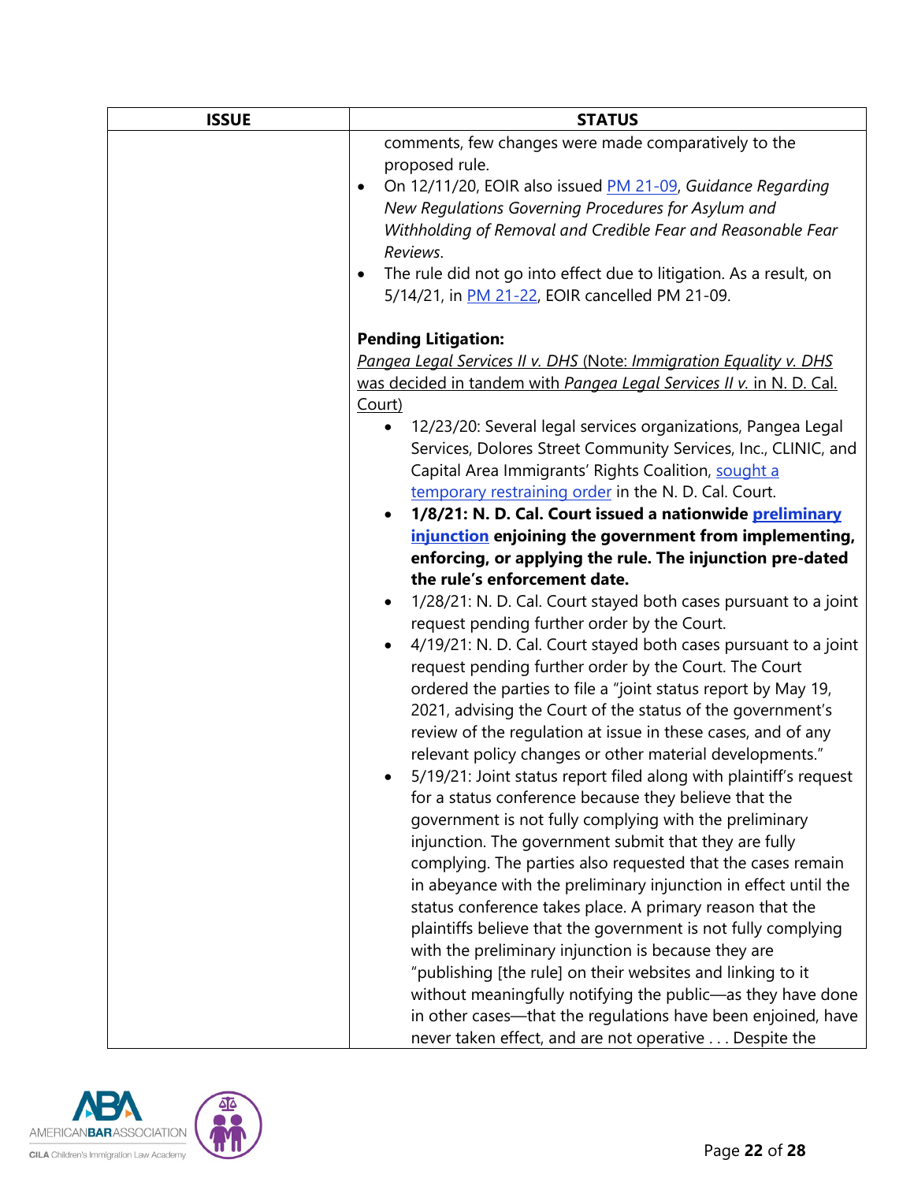| ISSUE | STATUS |
|---|---|
| | comments, few changes were made comparatively to the proposed rule.<br>• On 12/11/20, EOIR also issued PM 21-09, *Guidance Regarding New Regulations Governing Procedures for Asylum and Withholding of Removal and Credible Fear and Reasonable Fear Reviews*.<br>• The rule did not go into effect due to litigation. As a result, on 5/14/21, in PM 21-22, EOIR cancelled PM 21-09.<br><br>**Pending Litigation:**<br>*Pangea Legal Services II v. DHS* (Note: *Immigration Equality v. DHS* was decided in tandem with *Pangea Legal Services II v.* in N. D. Cal. Court)<br>• 12/23/20: Several legal services organizations, Pangea Legal Services, Dolores Street Community Services, Inc., CLINIC, and Capital Area Immigrants' Rights Coalition, sought a temporary restraining order in the N. D. Cal. Court.<br>• **1/8/21: N. D. Cal. Court issued a nationwide preliminary injunction enjoining the government from implementing, enforcing, or applying the rule. The injunction pre-dated the rule's enforcement date.**<br>• 1/28/21: N. D. Cal. Court stayed both cases pursuant to a joint request pending further order by the Court.<br>• 4/19/21: N. D. Cal. Court stayed both cases pursuant to a joint request pending further order by the Court. The Court ordered the parties to file a "joint status report by May 19, 2021, advising the Court of the status of the government's review of the regulation at issue in these cases, and of any relevant policy changes or other material developments."<br>• 5/19/21: Joint status report filed along with plaintiff's request for a status conference because they believe that the government is not fully complying with the preliminary injunction. The government submit that they are fully complying. The parties also requested that the cases remain in abeyance with the preliminary injunction in effect until the status conference takes place. A primary reason that the plaintiffs believe that the government is not fully complying with the preliminary injunction is because they are "publishing [the rule] on their websites and linking to it without meaningfully notifying the public—as they have done in other cases—that the regulations have been enjoined, have never taken effect, and are not operative . . . Despite the |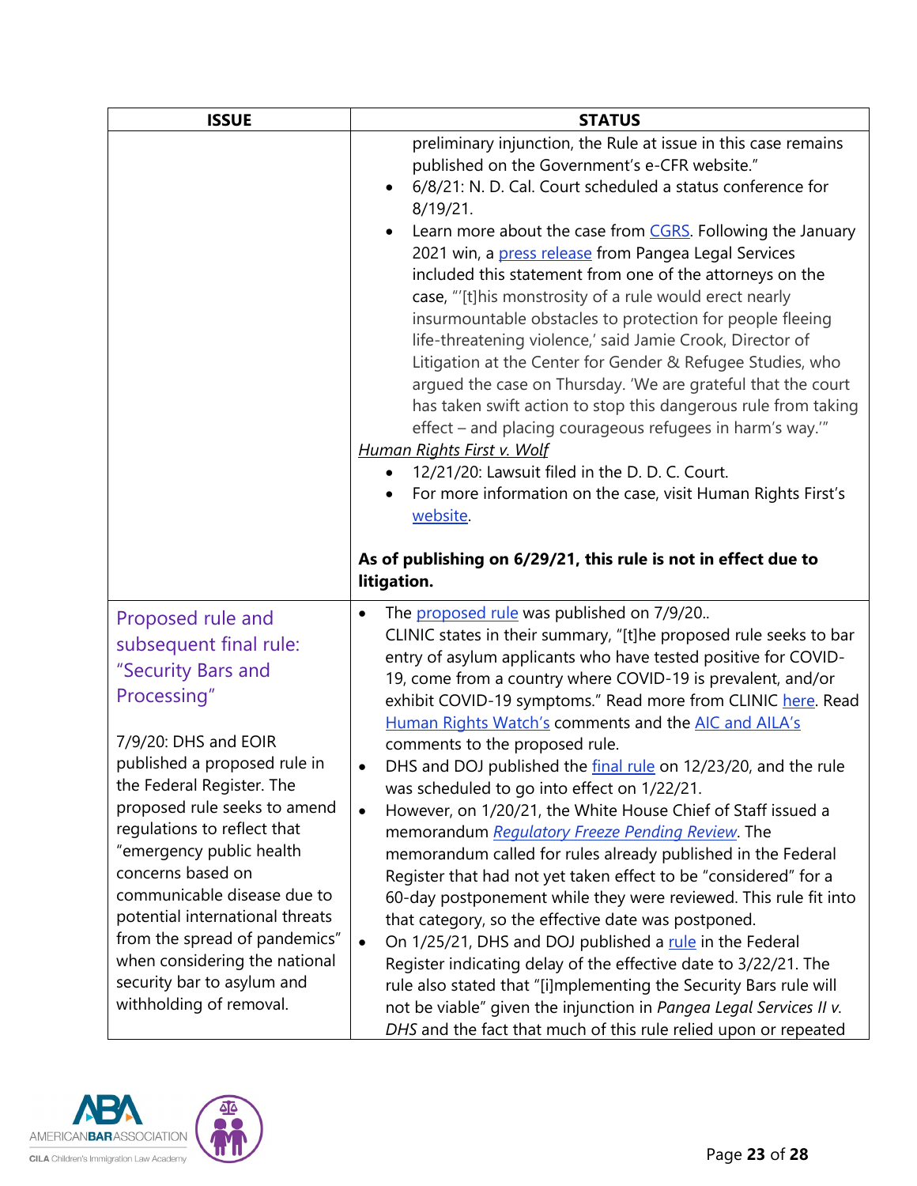| ISSUE | STATUS |
|---|---|
| | preliminary injunction, the Rule at issue in this case remains published on the Government's e-CFR website."<br>• 6/8/21: N. D. Cal. Court scheduled a status conference for 8/19/21.<br>• Learn more about the case from CGRS. Following the January 2021 win, a press release from Pangea Legal Services included this statement from one of the attorneys on the case, "'[t]his monstrosity of a rule would erect nearly insurmountable obstacles to protection for people fleeing life-threatening violence,' said Jamie Crook, Director of Litigation at the Center for Gender & Refugee Studies, who argued the case on Thursday. 'We are grateful that the court has taken swift action to stop this dangerous rule from taking effect – and placing courageous refugees in harm's way.'"<br>*Human Rights First v. Wolf*<br>• 12/21/20: Lawsuit filed in the D. D. C. Court.<br>• For more information on the case, visit Human Rights First's website.<br><br>**As of publishing on 6/29/21, this rule is not in effect due to litigation.** |
| Proposed rule and subsequent final rule: "Security Bars and Processing"<br><br>7/9/20: DHS and EOIR published a proposed rule in the Federal Register. The proposed rule seeks to amend regulations to reflect that "emergency public health concerns based on communicable disease due to potential international threats from the spread of pandemics" when considering the national security bar to asylum and withholding of removal. | • The proposed rule was published on 7/9/20..<br>CLINIC states in their summary, "[t]he proposed rule seeks to bar entry of asylum applicants who have tested positive for COVID-19, come from a country where COVID-19 is prevalent, and/or exhibit COVID-19 symptoms." Read more from CLINIC here. Read Human Rights Watch's comments and the AIC and AILA's comments to the proposed rule.<br>• DHS and DOJ published the final rule on 12/23/20, and the rule was scheduled to go into effect on 1/22/21.<br>• However, on 1/20/21, the White House Chief of Staff issued a memorandum *Regulatory Freeze Pending Review*. The memorandum called for rules already published in the Federal Register that had not yet taken effect to be "considered" for a 60-day postponement while they were reviewed. This rule fit into that category, so the effective date was postponed.<br>• On 1/25/21, DHS and DOJ published a rule in the Federal Register indicating delay of the effective date to 3/22/21. The rule also stated that "[i]mplementing the Security Bars rule will not be viable" given the injunction in *Pangea Legal Services II v. DHS* and the fact that much of this rule relied upon or repeated |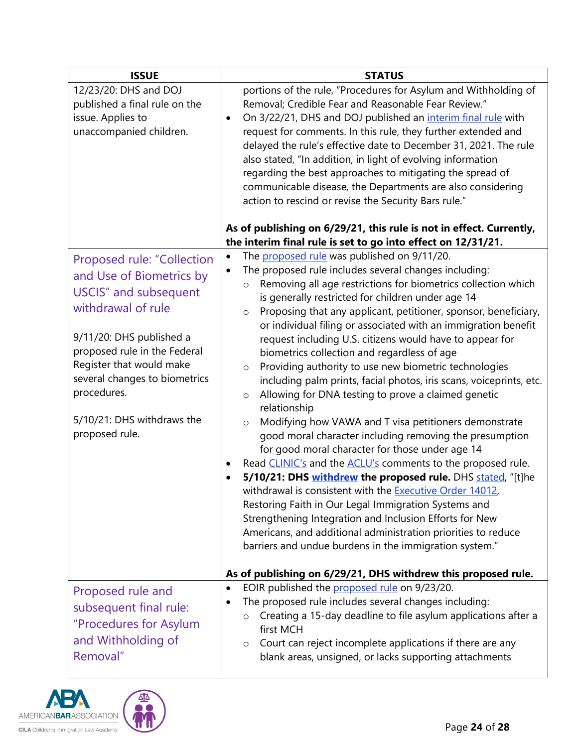| ISSUE | STATUS |
|---|---|
| 12/23/20: DHS and DOJ published a final rule on the issue. Applies to unaccompanied children. | portions of the rule, "Procedures for Asylum and Withholding of Removal; Credible Fear and Reasonable Fear Review."<br>• On 3/22/21, DHS and DOJ published an interim final rule with request for comments. In this rule, they further extended and delayed the rule's effective date to December 31, 2021. The rule also stated, "In addition, in light of evolving information regarding the best approaches to mitigating the spread of communicable disease, the Departments are also considering action to rescind or revise the Security Bars rule."<br><br>**As of publishing on 6/29/21, this rule is not in effect. Currently, the interim final rule is set to go into effect on 12/31/21.** |
| Proposed rule: "Collection and Use of Biometrics by USCIS" and subsequent withdrawal of rule<br><br>9/11/20: DHS published a proposed rule in the Federal Register that would make several changes to biometrics procedures.<br><br>5/10/21: DHS withdraws the proposed rule. | • The proposed rule was published on 9/11/20.<br>• The proposed rule includes several changes including:<br>&nbsp;&nbsp;&nbsp;&nbsp;◦ Removing all age restrictions for biometrics collection which is generally restricted for children under age 14<br>&nbsp;&nbsp;&nbsp;&nbsp;◦ Proposing that any applicant, petitioner, sponsor, beneficiary, or individual filing or associated with an immigration benefit request including U.S. citizens would have to appear for biometrics collection and regardless of age<br>&nbsp;&nbsp;&nbsp;&nbsp;◦ Providing authority to use new biometric technologies including palm prints, facial photos, iris scans, voiceprints, etc.<br>&nbsp;&nbsp;&nbsp;&nbsp;◦ Allowing for DNA testing to prove a claimed genetic relationship<br>&nbsp;&nbsp;&nbsp;&nbsp;◦ Modifying how VAWA and T visa petitioners demonstrate good moral character including removing the presumption for good moral character for those under age 14<br>• Read CLINIC's and the ACLU's comments to the proposed rule.<br>• **5/10/21: DHS withdrew the proposed rule.** DHS stated, "[t]he withdrawal is consistent with the Executive Order 14012, Restoring Faith in Our Legal Immigration Systems and Strengthening Integration and Inclusion Efforts for New Americans, and additional administration priorities to reduce barriers and undue burdens in the immigration system."<br><br>**As of publishing on 6/29/21, DHS withdrew this proposed rule.** |
| Proposed rule and subsequent final rule: "Procedures for Asylum and Withholding of Removal" | • EOIR published the proposed rule on 9/23/20.<br>• The proposed rule includes several changes including:<br>&nbsp;&nbsp;&nbsp;&nbsp;◦ Creating a 15-day deadline to file asylum applications after a first MCH<br>&nbsp;&nbsp;&nbsp;&nbsp;◦ Court can reject incomplete applications if there are any blank areas, unsigned, or lacks supporting attachments |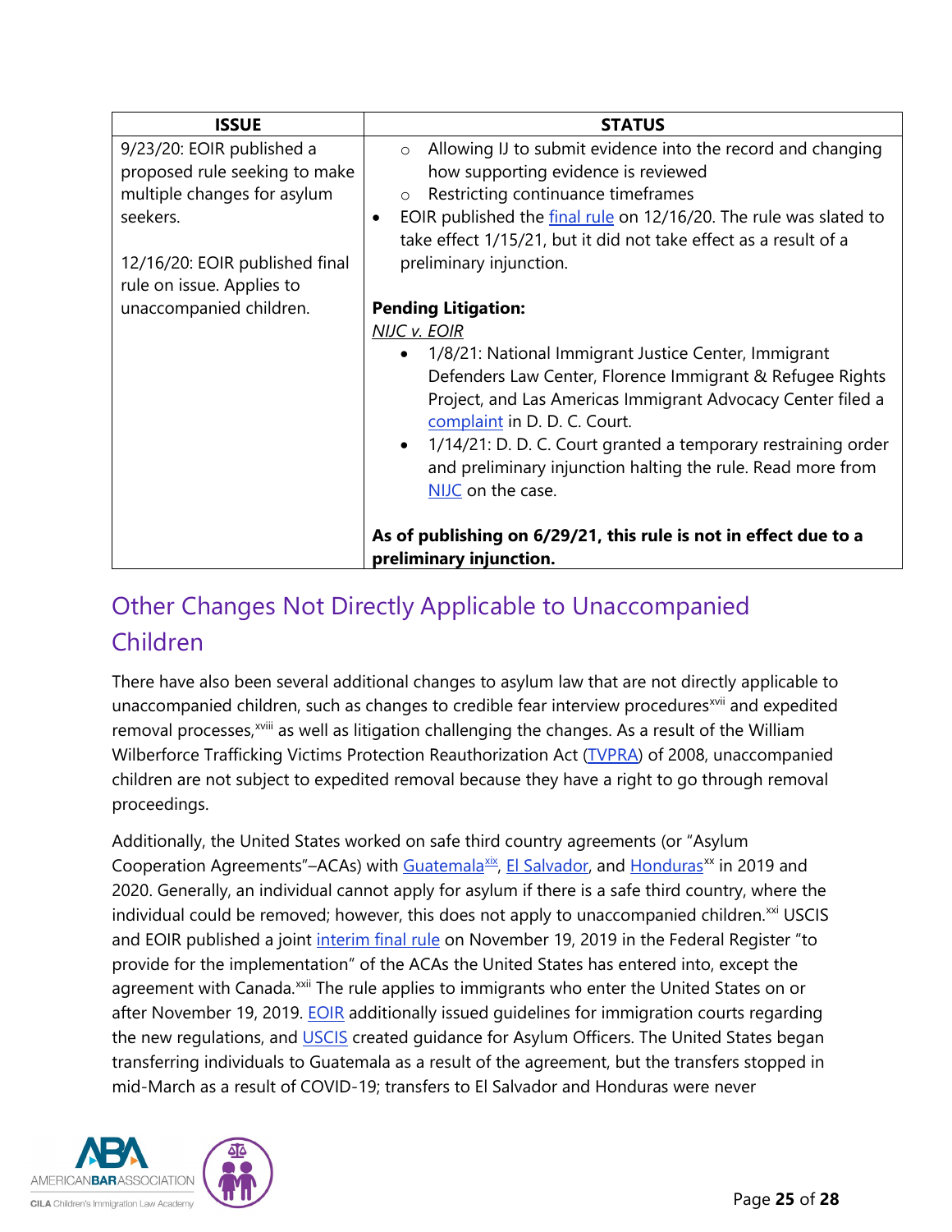| ISSUE | STATUS |
|---|---|
| 9/23/20: EOIR published a proposed rule seeking to make multiple changes for asylum seekers.<br><br>12/16/20: EOIR published final rule on issue. Applies to unaccompanied children. | ◦ Allowing IJ to submit evidence into the record and changing how supporting evidence is reviewed<br>◦ Restricting continuance timeframes<br>• EOIR published the final rule on 12/16/20. The rule was slated to take effect 1/15/21, but it did not take effect as a result of a preliminary injunction.<br><br>**Pending Litigation:**<br>*NIJC v. EOIR*<br>• 1/8/21: National Immigrant Justice Center, Immigrant Defenders Law Center, Florence Immigrant & Refugee Rights Project, and Las Americas Immigrant Advocacy Center filed a complaint in D. D. C. Court.<br>• 1/14/21: D. D. C. Court granted a temporary restraining order and preliminary injunction halting the rule. Read more from NIJC on the case.<br><br>**As of publishing on 6/29/21, this rule is not in effect due to a preliminary injunction.** |

## Other Changes Not Directly Applicable to Unaccompanied Children

There have also been several additional changes to asylum law that are not directly applicable to unaccompanied children, such as changes to credible fear interview procedures[xvii] and expedited removal processes,[xviii] as well as litigation challenging the changes. As a result of the William Wilberforce Trafficking Victims Protection Reauthorization Act (TVPRA) of 2008, unaccompanied children are not subject to expedited removal because they have a right to go through removal proceedings.

Additionally, the United States worked on safe third country agreements (or "Asylum Cooperation Agreements"–ACAs) with Guatemala[xix], El Salvador, and Honduras[xx] in 2019 and 2020. Generally, an individual cannot apply for asylum if there is a safe third country, where the individual could be removed; however, this does not apply to unaccompanied children.[xxi] USCIS and EOIR published a joint interim final rule on November 19, 2019 in the Federal Register "to provide for the implementation" of the ACAs the United States has entered into, except the agreement with Canada.[xxii] The rule applies to immigrants who enter the United States on or after November 19, 2019. EOIR additionally issued guidelines for immigration courts regarding the new regulations, and USCIS created guidance for Asylum Officers. The United States began transferring individuals to Guatemala as a result of the agreement, but the transfers stopped in mid-March as a result of COVID-19; transfers to El Salvador and Honduras were never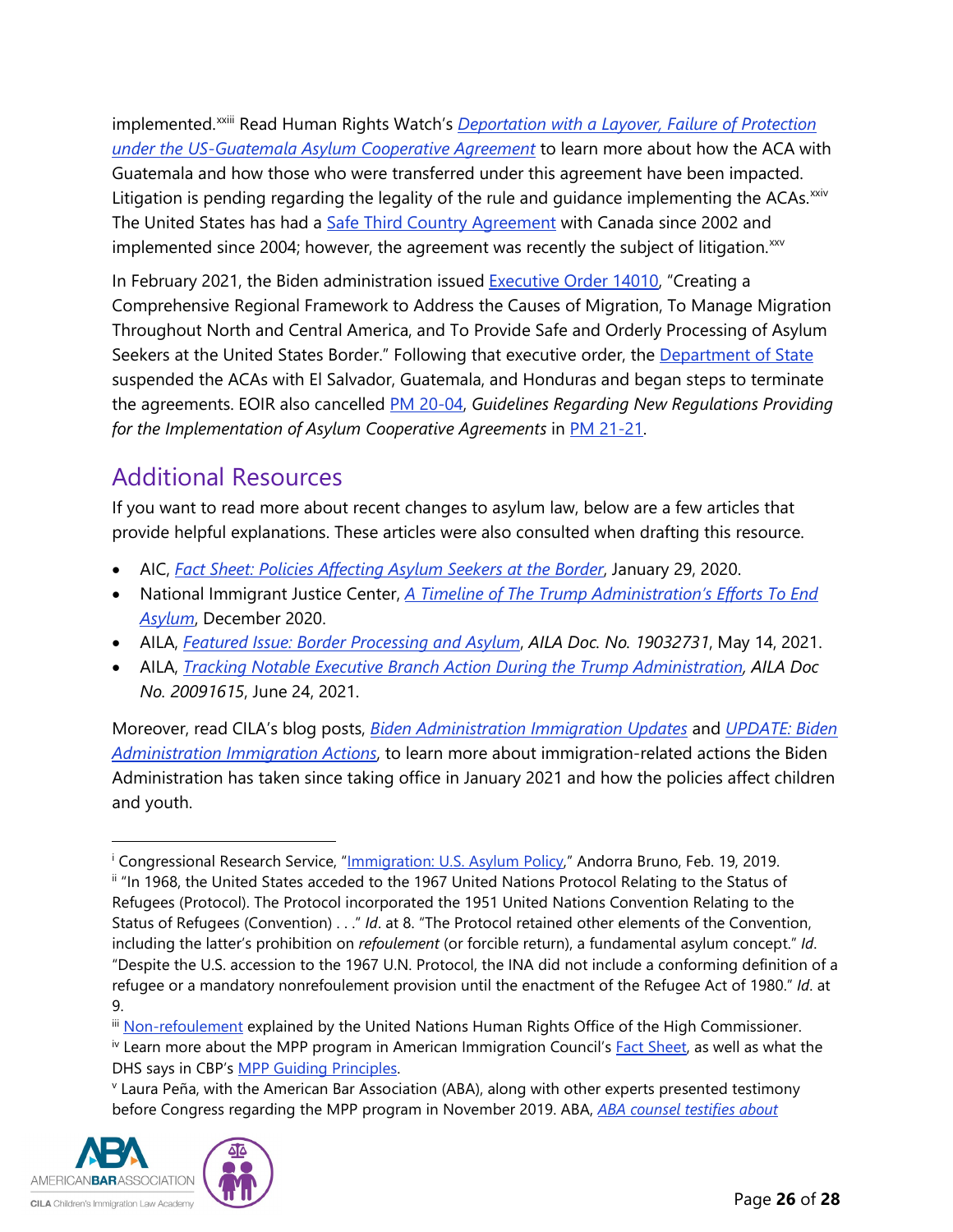implemented.[xxiii] Read Human Rights Watch's *Deportation with a Layover, Failure of Protection under the US-Guatemala Asylum Cooperative Agreement* to learn more about how the ACA with Guatemala and how those who were transferred under this agreement have been impacted. Litigation is pending regarding the legality of the rule and guidance implementing the ACAs.[xxiv] The United States has had a Safe Third Country Agreement with Canada since 2002 and implemented since 2004; however, the agreement was recently the subject of litigation.[xxv]

In February 2021, the Biden administration issued Executive Order 14010, "Creating a Comprehensive Regional Framework to Address the Causes of Migration, To Manage Migration Throughout North and Central America, and To Provide Safe and Orderly Processing of Asylum Seekers at the United States Border." Following that executive order, the Department of State suspended the ACAs with El Salvador, Guatemala, and Honduras and began steps to terminate the agreements. EOIR also cancelled PM 20-04, *Guidelines Regarding New Regulations Providing for the Implementation of Asylum Cooperative Agreements* in PM 21-21.

## Additional Resources

If you want to read more about recent changes to asylum law, below are a few articles that provide helpful explanations. These articles were also consulted when drafting this resource.

- AIC, *Fact Sheet: Policies Affecting Asylum Seekers at the Border*, January 29, 2020.
- National Immigrant Justice Center, *A Timeline of The Trump Administration's Efforts To End Asylum*, December 2020.
- AILA, *Featured Issue: Border Processing and Asylum*, *AILA Doc. No. 19032731*, May 14, 2021.
- AILA, *Tracking Notable Executive Branch Action During the Trump Administration, AILA Doc No. 20091615*, June 24, 2021.

Moreover, read CILA's blog posts, *Biden Administration Immigration Updates* and *UPDATE: Biden Administration Immigration Actions*, to learn more about immigration-related actions the Biden Administration has taken since taking office in January 2021 and how the policies affect children and youth.

---

[i] Congressional Research Service, "Immigration: U.S. Asylum Policy," Andorra Bruno, Feb. 19, 2019.

[ii] "In 1968, the United States acceded to the 1967 United Nations Protocol Relating to the Status of Refugees (Protocol). The Protocol incorporated the 1951 United Nations Convention Relating to the Status of Refugees (Convention) . . ." *Id*. at 8. "The Protocol retained other elements of the Convention, including the latter's prohibition on *refoulement* (or forcible return), a fundamental asylum concept." *Id*. "Despite the U.S. accession to the 1967 U.N. Protocol, the INA did not include a conforming definition of a refugee or a mandatory nonrefoulement provision until the enactment of the Refugee Act of 1980." *Id*. at 9.

[iii] Non-refoulement explained by the United Nations Human Rights Office of the High Commissioner.

[iv] Learn more about the MPP program in American Immigration Council's Fact Sheet, as well as what the DHS says in CBP's MPP Guiding Principles.

[v] Laura Peña, with the American Bar Association (ABA), along with other experts presented testimony before Congress regarding the MPP program in November 2019. ABA, *ABA counsel testifies about*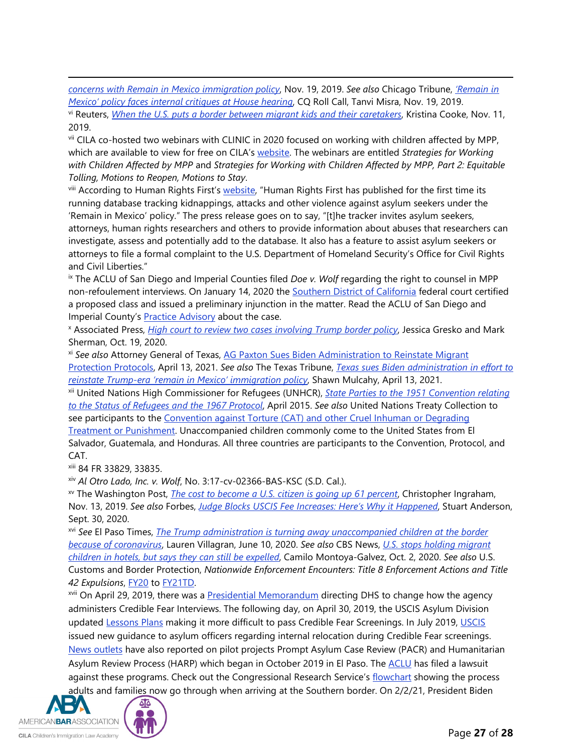concerns with Remain in Mexico immigration policy, Nov. 19, 2019. *See also* Chicago Tribune, *'Remain in Mexico' policy faces internal critiques at House hearing*, CQ Roll Call, Tanvi Misra, Nov. 19, 2019.

[vi] Reuters, *When the U.S. puts a border between migrant kids and their caretakers*, Kristina Cooke, Nov. 11, 2019.

[vii] CILA co-hosted two webinars with CLINIC in 2020 focused on working with children affected by MPP, which are available to view for free on CILA's website. The webinars are entitled *Strategies for Working with Children Affected by MPP* and *Strategies for Working with Children Affected by MPP, Part 2: Equitable Tolling, Motions to Reopen, Motions to Stay*.

[viii] According to Human Rights First's website, "Human Rights First has published for the first time its running database tracking kidnappings, attacks and other violence against asylum seekers under the 'Remain in Mexico' policy." The press release goes on to say, "[t]he tracker invites asylum seekers, attorneys, human rights researchers and others to provide information about abuses that researchers can investigate, assess and potentially add to the database. It also has a feature to assist asylum seekers or attorneys to file a formal complaint to the U.S. Department of Homeland Security's Office for Civil Rights and Civil Liberties."

[ix] The ACLU of San Diego and Imperial Counties filed *Doe v. Wolf* regarding the right to counsel in MPP non-refoulement interviews. On January 14, 2020 the Southern District of California federal court certified a proposed class and issued a preliminary injunction in the matter. Read the ACLU of San Diego and Imperial County's Practice Advisory about the case.

[x] Associated Press, *High court to review two cases involving Trump border policy*, Jessica Gresko and Mark Sherman, Oct. 19, 2020.

[xi] *See also* Attorney General of Texas, AG Paxton Sues Biden Administration to Reinstate Migrant Protection Protocols, April 13, 2021. *See also* The Texas Tribune, *Texas sues Biden administration in effort to reinstate Trump-era 'remain in Mexico' immigration policy*, Shawn Mulcahy, April 13, 2021.

[xii] United Nations High Commissioner for Refugees (UNHCR), *State Parties to the 1951 Convention relating to the Status of Refugees and the 1967 Protocol*, April 2015. *See also* United Nations Treaty Collection to see participants to the Convention against Torture (CAT) and other Cruel Inhuman or Degrading Treatment or Punishment. Unaccompanied children commonly come to the United States from El Salvador, Guatemala, and Honduras. All three countries are participants to the Convention, Protocol, and CAT.

[xiii] 84 FR 33829, 33835.

[xiv] *Al Otro Lado, Inc. v. Wolf*, No. 3:17-cv-02366-BAS-KSC (S.D. Cal.).

[xv] The Washington Post, *The cost to become a U.S. citizen is going up 61 percent*, Christopher Ingraham, Nov. 13, 2019. *See also* Forbes, *Judge Blocks USCIS Fee Increases: Here's Why it Happened*, Stuart Anderson, Sept. 30, 2020.

[xvi] *See* El Paso Times, *The Trump administration is turning away unaccompanied children at the border because of coronavirus*, Lauren Villagran, June 10, 2020. *See also* CBS News, *U.S. stops holding migrant children in hotels, but says they can still be expelled*, Camilo Montoya-Galvez, Oct. 2, 2020. *See also* U.S. Customs and Border Protection, *Nationwide Enforcement Encounters: Title 8 Enforcement Actions and Title 42 Expulsions*, FY20 to FY21TD.

[xvii] On April 29, 2019, there was a Presidential Memorandum directing DHS to change how the agency administers Credible Fear Interviews. The following day, on April 30, 2019, the USCIS Asylum Division updated Lessons Plans making it more difficult to pass Credible Fear Screenings. In July 2019, USCIS issued new guidance to asylum officers regarding internal relocation during Credible Fear screenings. News outlets have also reported on pilot projects Prompt Asylum Case Review (PACR) and Humanitarian Asylum Review Process (HARP) which began in October 2019 in El Paso. The ACLU has filed a lawsuit against these programs. Check out the Congressional Research Service's flowchart showing the process adults and families now go through when arriving at the Southern border. On 2/2/21, President Biden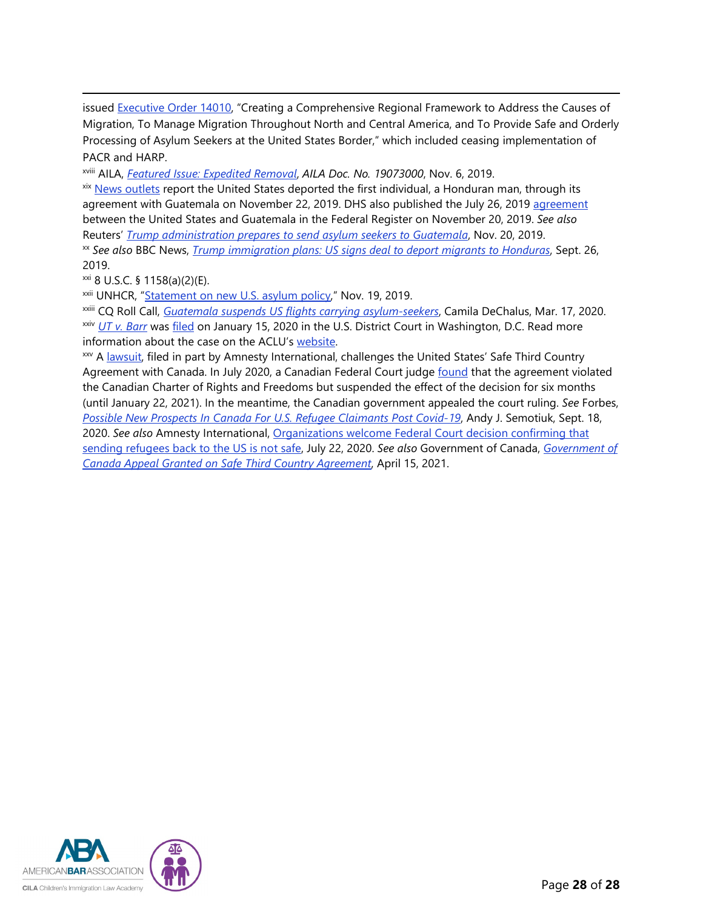issued Executive Order 14010, "Creating a Comprehensive Regional Framework to Address the Causes of Migration, To Manage Migration Throughout North and Central America, and To Provide Safe and Orderly Processing of Asylum Seekers at the United States Border," which included ceasing implementation of PACR and HARP.

[xviii] AILA, *Featured Issue: Expedited Removal*, *AILA Doc. No. 19073000*, Nov. 6, 2019.

[xix] News outlets report the United States deported the first individual, a Honduran man, through its agreement with Guatemala on November 22, 2019. DHS also published the July 26, 2019 agreement between the United States and Guatemala in the Federal Register on November 20, 2019. *See also* Reuters' *Trump administration prepares to send asylum seekers to Guatemala*, Nov. 20, 2019.

[xx] *See also* BBC News, *Trump immigration plans: US signs deal to deport migrants to Honduras*, Sept. 26, 2019.

[xxi] 8 U.S.C. § 1158(a)(2)(E).

[xxii] UNHCR, "Statement on new U.S. asylum policy," Nov. 19, 2019.

[xxiii] CQ Roll Call, *Guatemala suspends US flights carrying asylum-seekers*, Camila DeChalus, Mar. 17, 2020.

[xxiv] *UT v. Barr* was filed on January 15, 2020 in the U.S. District Court in Washington, D.C. Read more information about the case on the ACLU's website.

[xxv] A lawsuit, filed in part by Amnesty International, challenges the United States' Safe Third Country Agreement with Canada. In July 2020, a Canadian Federal Court judge found that the agreement violated the Canadian Charter of Rights and Freedoms but suspended the effect of the decision for six months (until January 22, 2021). In the meantime, the Canadian government appealed the court ruling. *See* Forbes, *Possible New Prospects In Canada For U.S. Refugee Claimants Post Covid-19*, Andy J. Semotiuk, Sept. 18, 2020. *See also* Amnesty International, Organizations welcome Federal Court decision confirming that sending refugees back to the US is not safe, July 22, 2020. *See also* Government of Canada, *Government of Canada Appeal Granted on Safe Third Country Agreement*, April 15, 2021.